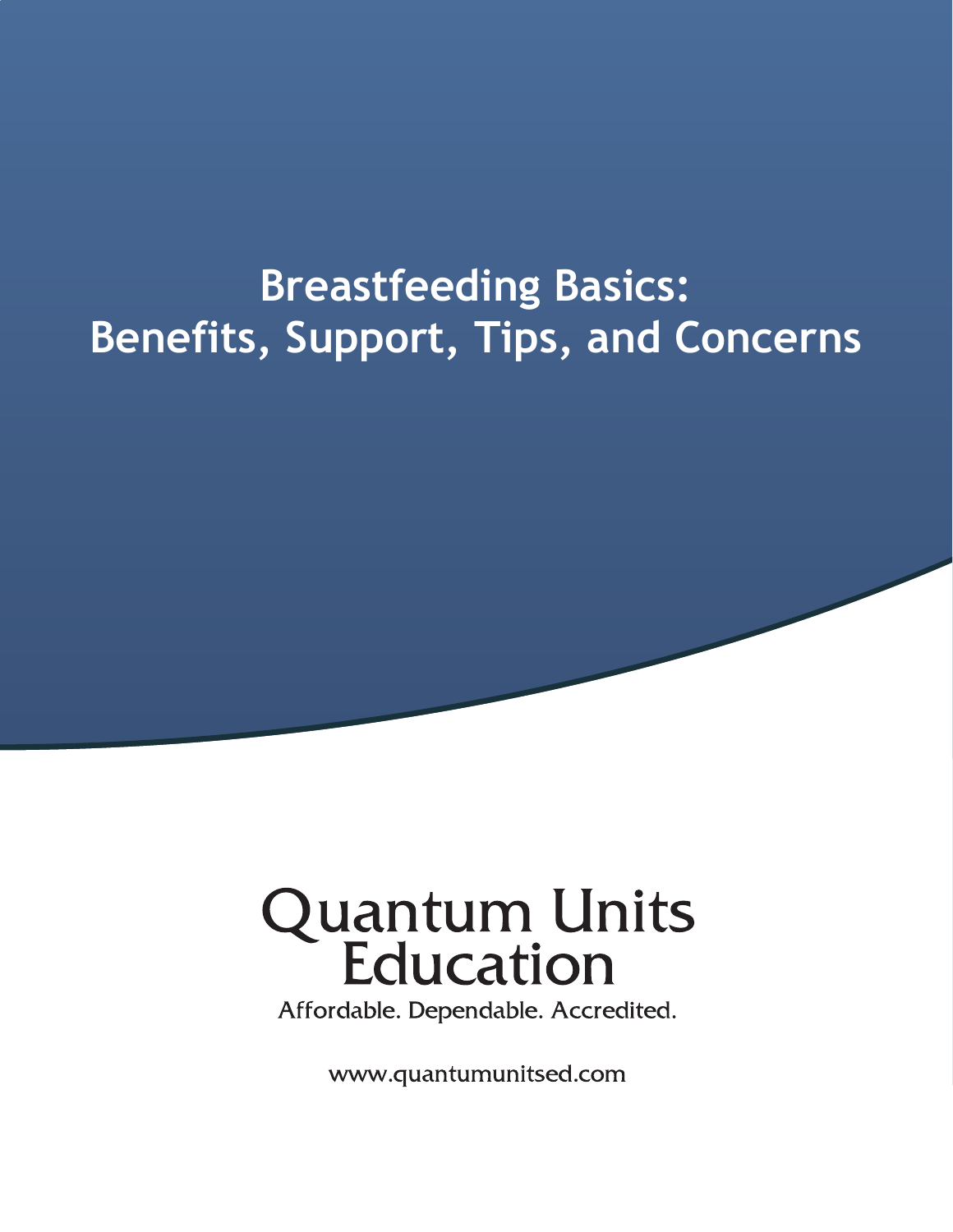# Breastfeeding Basics: Benefits, Support, Tips, and Concerns

Quantum Units Education

Affordable. Dependable. Accredited.

www.quantumunitsed.com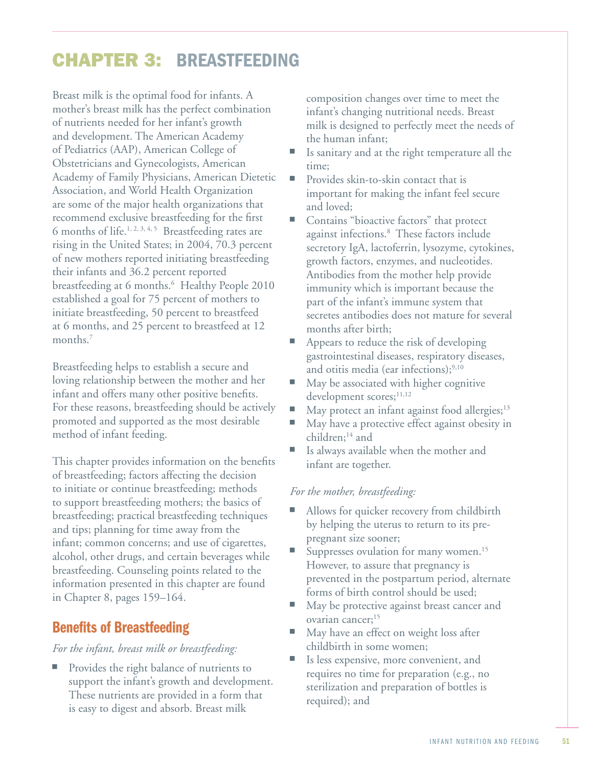# CHAPTER 3: BREASTFEEDING

Breast milk is the optimal food for infants. A mother's breast milk has the perfect combination of nutrients needed for her infant's growth and development. The American Academy of Pediatrics (AAP), American College of Obstetricians and Gynecologists, American Academy of Family Physicians, American Dietetic Association, and World Health Organization are some of the major health organizations that recommend exclusive breastfeeding for the first 6 months of life.[1, 2, 3, 4, 5] Breastfeeding rates are rising in the United States; in 2004, 70.3 percent of new mothers reported initiating breastfeeding their infants and 36.2 percent reported breastfeeding at 6 months.[6] Healthy People 2010 established a goal for 75 percent of mothers to initiate breastfeeding, 50 percent to breastfeed at 6 months, and 25 percent to breastfeed at 12 months.[7]

Breastfeeding helps to establish a secure and loving relationship between the mother and her infant and offers many other positive benefits. For these reasons, breastfeeding should be actively promoted and supported as the most desirable method of infant feeding.

This chapter provides information on the benefits of breastfeeding; factors affecting the decision to initiate or continue breastfeeding; methods to support breastfeeding mothers; the basics of breastfeeding; practical breastfeeding techniques and tips; planning for time away from the infant; common concerns; and use of cigarettes, alcohol, other drugs, and certain beverages while breastfeeding. Counseling points related to the information presented in this chapter are found in Chapter 8, pages 159–164.

## Benefits of Breastfeeding

*For the infant, breast milk or breastfeeding:*

- Provides the right balance of nutrients to support the infant's growth and development. These nutrients are provided in a form that is easy to digest and absorb. Breast milk composition changes over time to meet the infant's changing nutritional needs. Breast milk is designed to perfectly meet the needs of the human infant;
- Is sanitary and at the right temperature all the time;
- Provides skin-to-skin contact that is important for making the infant feel secure and loved;
- Contains "bioactive factors" that protect against infections.[8] These factors include secretory IgA, lactoferrin, lysozyme, cytokines, growth factors, enzymes, and nucleotides. Antibodies from the mother help provide immunity which is important because the part of the infant's immune system that secretes antibodies does not mature for several months after birth;
- Appears to reduce the risk of developing gastrointestinal diseases, respiratory diseases, and otitis media (ear infections);[9,10]
- May be associated with higher cognitive development scores;[11,12]
- May protect an infant against food allergies;[13]
- May have a protective effect against obesity in children;[14] and
- Is always available when the mother and infant are together.

*For the mother, breastfeeding:*

- Allows for quicker recovery from childbirth by helping the uterus to return to its pre-pregnant size sooner;
- Suppresses ovulation for many women.[15] However, to assure that pregnancy is prevented in the postpartum period, alternate forms of birth control should be used;
- May be protective against breast cancer and ovarian cancer;[15]
- May have an effect on weight loss after childbirth in some women;
- Is less expensive, more convenient, and requires no time for preparation (e.g., no sterilization and preparation of bottles is required); and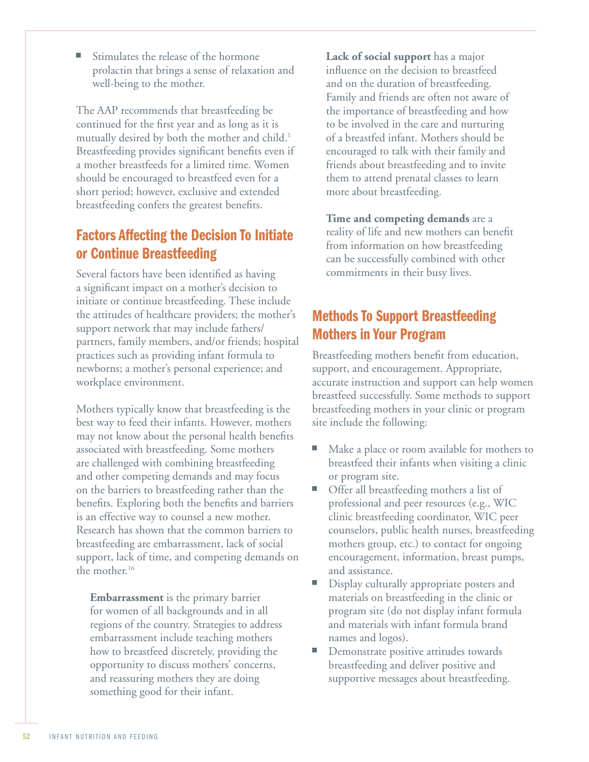- Stimulates the release of the hormone prolactin that brings a sense of relaxation and well-being to the mother.

The AAP recommends that breastfeeding be continued for the first year and as long as it is mutually desired by both the mother and child.[1] Breastfeeding provides significant benefits even if a mother breastfeeds for a limited time. Women should be encouraged to breastfeed even for a short period; however, exclusive and extended breastfeeding confers the greatest benefits.

## Factors Affecting the Decision To Initiate or Continue Breastfeeding

Several factors have been identified as having a significant impact on a mother's decision to initiate or continue breastfeeding. These include the attitudes of healthcare providers; the mother's support network that may include fathers/partners, family members, and/or friends; hospital practices such as providing infant formula to newborns; a mother's personal experience; and workplace environment.

Mothers typically know that breastfeeding is the best way to feed their infants. However, mothers may not know about the personal health benefits associated with breastfeeding. Some mothers are challenged with combining breastfeeding and other competing demands and may focus on the barriers to breastfeeding rather than the benefits. Exploring both the benefits and barriers is an effective way to counsel a new mother. Research has shown that the common barriers to breastfeeding are embarrassment, lack of social support, lack of time, and competing demands on the mother.[16]

**Embarrassment** is the primary barrier for women of all backgrounds and in all regions of the country. Strategies to address embarrassment include teaching mothers how to breastfeed discretely, providing the opportunity to discuss mothers' concerns, and reassuring mothers they are doing something good for their infant.

**Lack of social support** has a major influence on the decision to breastfeed and on the duration of breastfeeding. Family and friends are often not aware of the importance of breastfeeding and how to be involved in the care and nurturing of a breastfed infant. Mothers should be encouraged to talk with their family and friends about breastfeeding and to invite them to attend prenatal classes to learn more about breastfeeding.

**Time and competing demands** are a reality of life and new mothers can benefit from information on how breastfeeding can be successfully combined with other commitments in their busy lives.

## Methods To Support Breastfeeding Mothers in Your Program

Breastfeeding mothers benefit from education, support, and encouragement. Appropriate, accurate instruction and support can help women breastfeed successfully. Some methods to support breastfeeding mothers in your clinic or program site include the following:

- Make a place or room available for mothers to breastfeed their infants when visiting a clinic or program site.
- Offer all breastfeeding mothers a list of professional and peer resources (e.g., WIC clinic breastfeeding coordinator, WIC peer counselors, public health nurses, breastfeeding mothers group, etc.) to contact for ongoing encouragement, information, breast pumps, and assistance.
- Display culturally appropriate posters and materials on breastfeeding in the clinic or program site (do not display infant formula and materials with infant formula brand names and logos).
- Demonstrate positive attitudes towards breastfeeding and deliver positive and supportive messages about breastfeeding.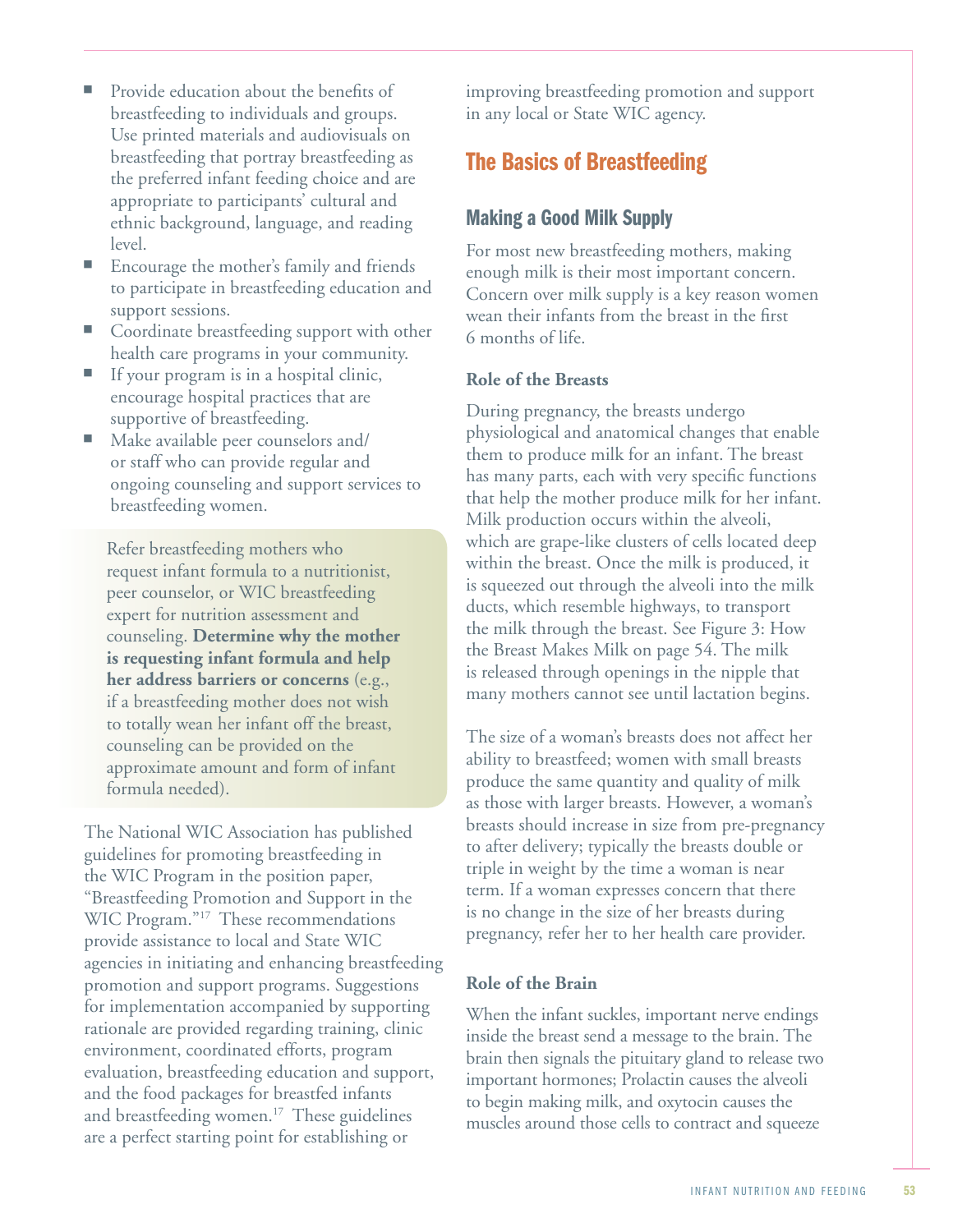- Provide education about the benefits of breastfeeding to individuals and groups. Use printed materials and audiovisuals on breastfeeding that portray breastfeeding as the preferred infant feeding choice and are appropriate to participants' cultural and ethnic background, language, and reading level.
- Encourage the mother's family and friends to participate in breastfeeding education and support sessions.
- Coordinate breastfeeding support with other health care programs in your community.
- If your program is in a hospital clinic, encourage hospital practices that are supportive of breastfeeding.
- Make available peer counselors and/or staff who can provide regular and ongoing counseling and support services to breastfeeding women.

Refer breastfeeding mothers who request infant formula to a nutritionist, peer counselor, or WIC breastfeeding expert for nutrition assessment and counseling. **Determine why the mother is requesting infant formula and help her address barriers or concerns** (e.g., if a breastfeeding mother does not wish to totally wean her infant off the breast, counseling can be provided on the approximate amount and form of infant formula needed).

The National WIC Association has published guidelines for promoting breastfeeding in the WIC Program in the position paper, "Breastfeeding Promotion and Support in the WIC Program."[17] These recommendations provide assistance to local and State WIC agencies in initiating and enhancing breastfeeding promotion and support programs. Suggestions for implementation accompanied by supporting rationale are provided regarding training, clinic environment, coordinated efforts, program evaluation, breastfeeding education and support, and the food packages for breastfed infants and breastfeeding women.[17] These guidelines are a perfect starting point for establishing or improving breastfeeding promotion and support in any local or State WIC agency.

## The Basics of Breastfeeding

### Making a Good Milk Supply

For most new breastfeeding mothers, making enough milk is their most important concern. Concern over milk supply is a key reason women wean their infants from the breast in the first 6 months of life.

#### Role of the Breasts

During pregnancy, the breasts undergo physiological and anatomical changes that enable them to produce milk for an infant. The breast has many parts, each with very specific functions that help the mother produce milk for her infant. Milk production occurs within the alveoli, which are grape-like clusters of cells located deep within the breast. Once the milk is produced, it is squeezed out through the alveoli into the milk ducts, which resemble highways, to transport the milk through the breast. See Figure 3: How the Breast Makes Milk on page 54. The milk is released through openings in the nipple that many mothers cannot see until lactation begins.

The size of a woman's breasts does not affect her ability to breastfeed; women with small breasts produce the same quantity and quality of milk as those with larger breasts. However, a woman's breasts should increase in size from pre-pregnancy to after delivery; typically the breasts double or triple in weight by the time a woman is near term. If a woman expresses concern that there is no change in the size of her breasts during pregnancy, refer her to her health care provider.

#### Role of the Brain

When the infant suckles, important nerve endings inside the breast send a message to the brain. The brain then signals the pituitary gland to release two important hormones; Prolactin causes the alveoli to begin making milk, and oxytocin causes the muscles around those cells to contract and squeeze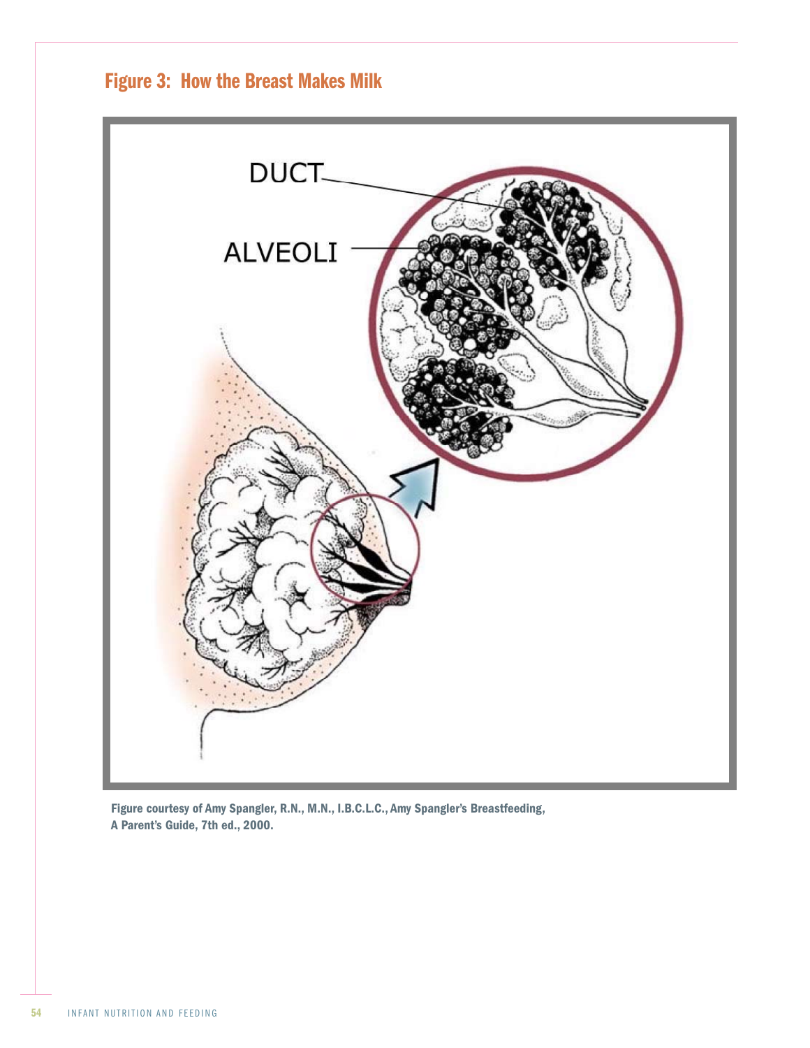## Figure 3: How the Breast Makes Milk

DUCT

ALVEOLI

Figure courtesy of Amy Spangler, R.N., M.N., I.B.C.L.C., Amy Spangler's Breastfeeding, A Parent's Guide, 7th ed., 2000.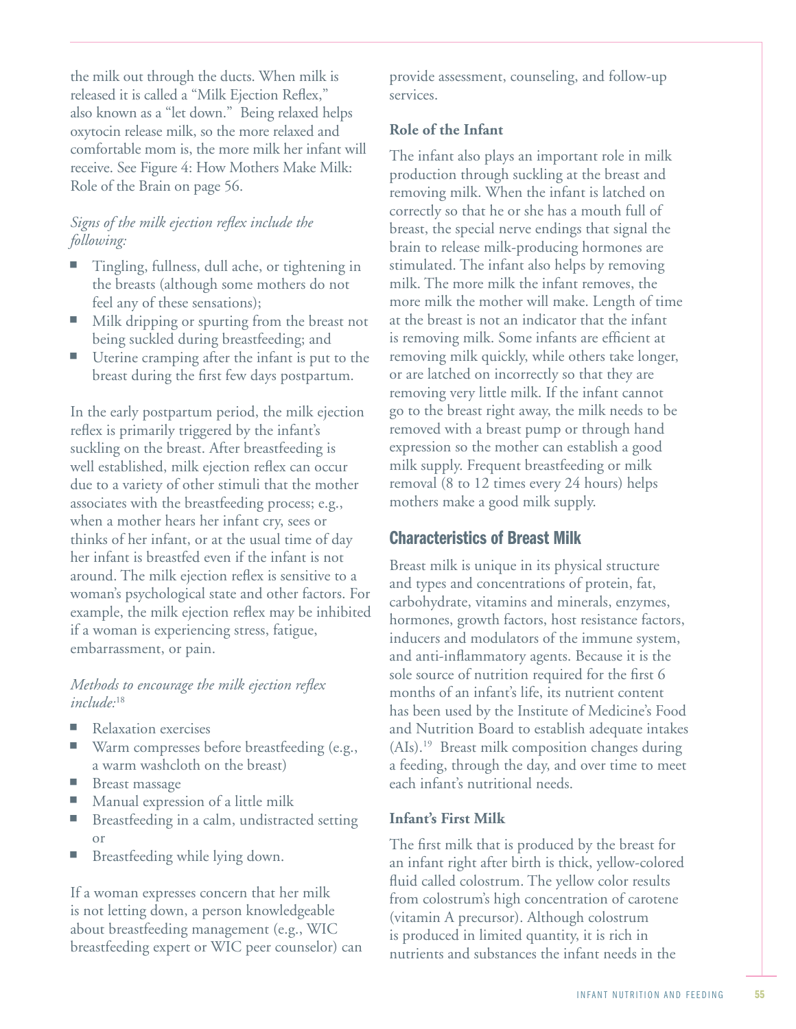the milk out through the ducts. When milk is released it is called a "Milk Ejection Reflex," also known as a "let down." Being relaxed helps oxytocin release milk, so the more relaxed and comfortable mom is, the more milk her infant will receive. See Figure 4: How Mothers Make Milk: Role of the Brain on page 56.

*Signs of the milk ejection reflex include the following:*

- Tingling, fullness, dull ache, or tightening in the breasts (although some mothers do not feel any of these sensations);
- Milk dripping or spurting from the breast not being suckled during breastfeeding; and
- Uterine cramping after the infant is put to the breast during the first few days postpartum.

In the early postpartum period, the milk ejection reflex is primarily triggered by the infant's suckling on the breast. After breastfeeding is well established, milk ejection reflex can occur due to a variety of other stimuli that the mother associates with the breastfeeding process; e.g., when a mother hears her infant cry, sees or thinks of her infant, or at the usual time of day her infant is breastfed even if the infant is not around. The milk ejection reflex is sensitive to a woman's psychological state and other factors. For example, the milk ejection reflex may be inhibited if a woman is experiencing stress, fatigue, embarrassment, or pain.

*Methods to encourage the milk ejection reflex include:*[18]

- Relaxation exercises
- Warm compresses before breastfeeding (e.g., a warm washcloth on the breast)
- Breast massage
- Manual expression of a little milk
- Breastfeeding in a calm, undistracted setting or
- Breastfeeding while lying down.

If a woman expresses concern that her milk is not letting down, a person knowledgeable about breastfeeding management (e.g., WIC breastfeeding expert or WIC peer counselor) can provide assessment, counseling, and follow-up services.

**Role of the Infant**

The infant also plays an important role in milk production through suckling at the breast and removing milk. When the infant is latched on correctly so that he or she has a mouth full of breast, the special nerve endings that signal the brain to release milk-producing hormones are stimulated. The infant also helps by removing milk. The more milk the infant removes, the more milk the mother will make. Length of time at the breast is not an indicator that the infant is removing milk. Some infants are efficient at removing milk quickly, while others take longer, or are latched on incorrectly so that they are removing very little milk. If the infant cannot go to the breast right away, the milk needs to be removed with a breast pump or through hand expression so the mother can establish a good milk supply. Frequent breastfeeding or milk removal (8 to 12 times every 24 hours) helps mothers make a good milk supply.

## Characteristics of Breast Milk

Breast milk is unique in its physical structure and types and concentrations of protein, fat, carbohydrate, vitamins and minerals, enzymes, hormones, growth factors, host resistance factors, inducers and modulators of the immune system, and anti-inflammatory agents. Because it is the sole source of nutrition required for the first 6 months of an infant's life, its nutrient content has been used by the Institute of Medicine's Food and Nutrition Board to establish adequate intakes (AIs).[19] Breast milk composition changes during a feeding, through the day, and over time to meet each infant's nutritional needs.

**Infant's First Milk**

The first milk that is produced by the breast for an infant right after birth is thick, yellow-colored fluid called colostrum. The yellow color results from colostrum's high concentration of carotene (vitamin A precursor). Although colostrum is produced in limited quantity, it is rich in nutrients and substances the infant needs in the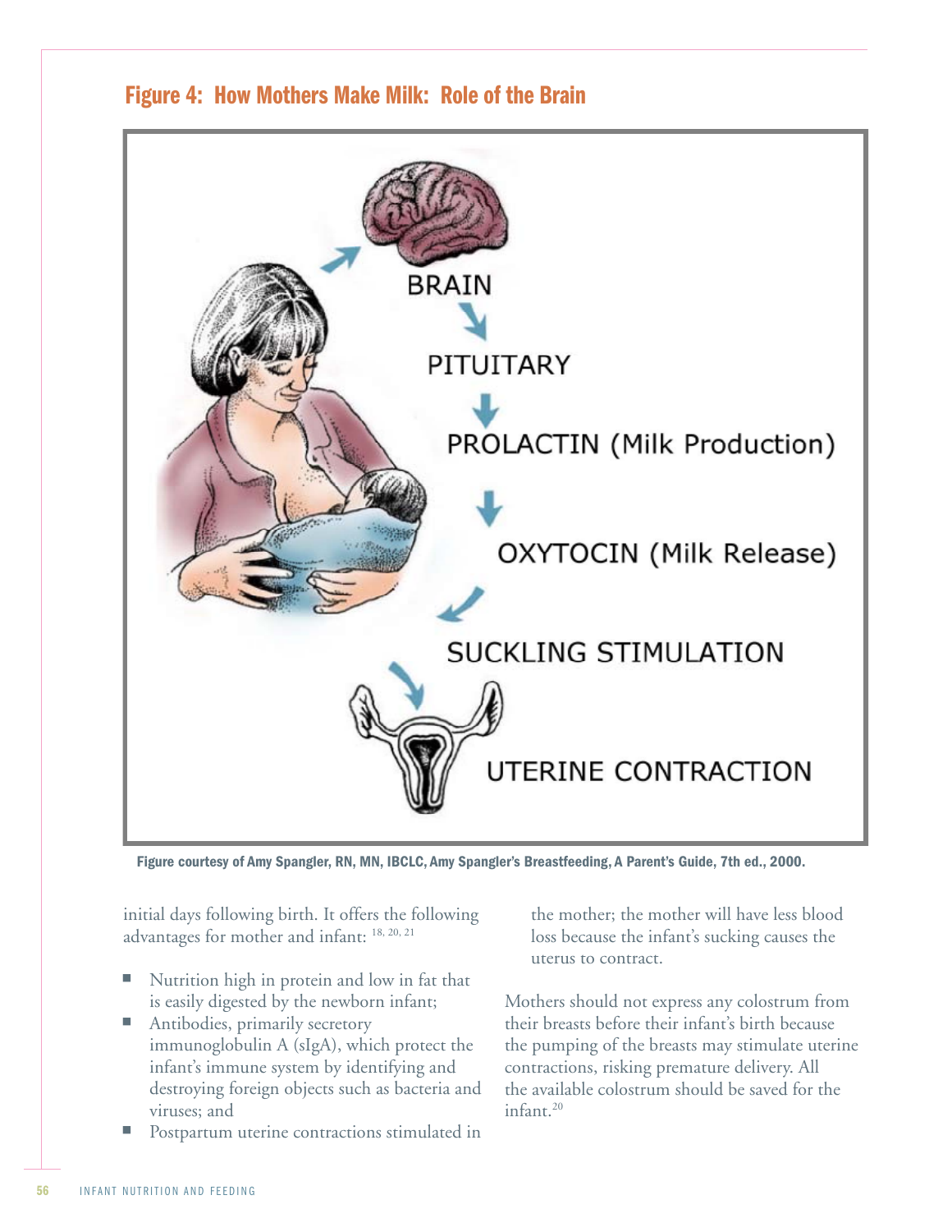## Figure 4: How Mothers Make Milk: Role of the Brain

BRAIN

PITUITARY

PROLACTIN (Milk Production)

OXYTOCIN (Milk Release)

SUCKLING STIMULATION

UTERINE CONTRACTION

Figure courtesy of Amy Spangler, RN, MN, IBCLC, Amy Spangler's Breastfeeding, A Parent's Guide, 7th ed., 2000.

initial days following birth. It offers the following advantages for mother and infant: [18, 20, 21]

- Nutrition high in protein and low in fat that is easily digested by the newborn infant;
- Antibodies, primarily secretory immunoglobulin A (sIgA), which protect the infant's immune system by identifying and destroying foreign objects such as bacteria and viruses; and
- Postpartum uterine contractions stimulated in the mother; the mother will have less blood loss because the infant's sucking causes the uterus to contract.

Mothers should not express any colostrum from their breasts before their infant's birth because the pumping of the breasts may stimulate uterine contractions, risking premature delivery. All the available colostrum should be saved for the infant.[20]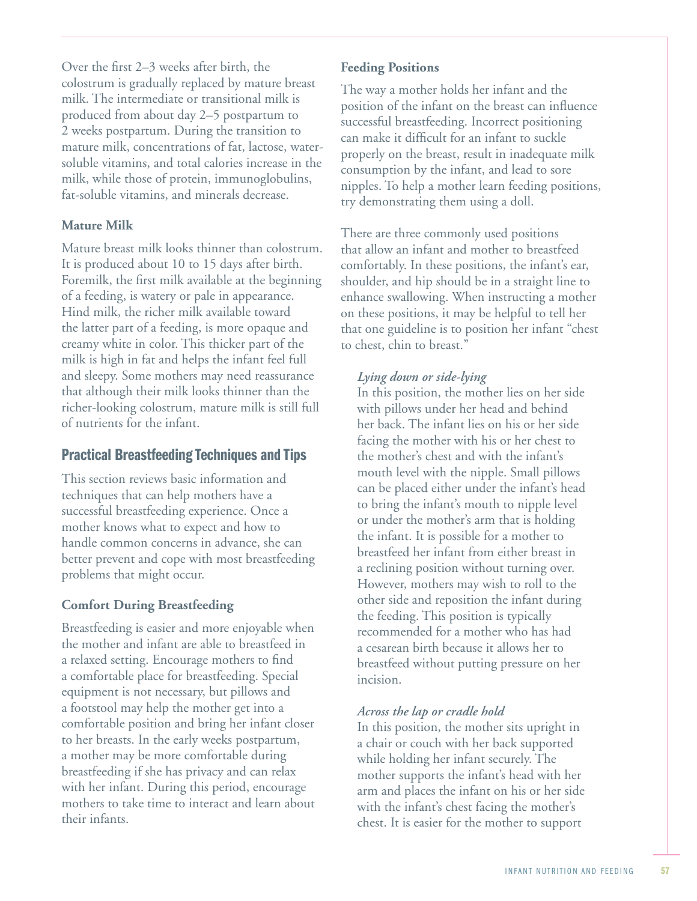Over the first 2–3 weeks after birth, the colostrum is gradually replaced by mature breast milk. The intermediate or transitional milk is produced from about day 2–5 postpartum to 2 weeks postpartum. During the transition to mature milk, concentrations of fat, lactose, water-soluble vitamins, and total calories increase in the milk, while those of protein, immunoglobulins, fat-soluble vitamins, and minerals decrease.

### Mature Milk

Mature breast milk looks thinner than colostrum. It is produced about 10 to 15 days after birth. Foremilk, the first milk available at the beginning of a feeding, is watery or pale in appearance. Hind milk, the richer milk available toward the latter part of a feeding, is more opaque and creamy white in color. This thicker part of the milk is high in fat and helps the infant feel full and sleepy. Some mothers may need reassurance that although their milk looks thinner than the richer-looking colostrum, mature milk is still full of nutrients for the infant.

## Practical Breastfeeding Techniques and Tips

This section reviews basic information and techniques that can help mothers have a successful breastfeeding experience. Once a mother knows what to expect and how to handle common concerns in advance, she can better prevent and cope with most breastfeeding problems that might occur.

### Comfort During Breastfeeding

Breastfeeding is easier and more enjoyable when the mother and infant are able to breastfeed in a relaxed setting. Encourage mothers to find a comfortable place for breastfeeding. Special equipment is not necessary, but pillows and a footstool may help the mother get into a comfortable position and bring her infant closer to her breasts. In the early weeks postpartum, a mother may be more comfortable during breastfeeding if she has privacy and can relax with her infant. During this period, encourage mothers to take time to interact and learn about their infants.

### Feeding Positions

The way a mother holds her infant and the position of the infant on the breast can influence successful breastfeeding. Incorrect positioning can make it difficult for an infant to suckle properly on the breast, result in inadequate milk consumption by the infant, and lead to sore nipples. To help a mother learn feeding positions, try demonstrating them using a doll.

There are three commonly used positions that allow an infant and mother to breastfeed comfortably. In these positions, the infant's ear, shoulder, and hip should be in a straight line to enhance swallowing. When instructing a mother on these positions, it may be helpful to tell her that one guideline is to position her infant "chest to chest, chin to breast."

*Lying down or side-lying*

In this position, the mother lies on her side with pillows under her head and behind her back. The infant lies on his or her side facing the mother with his or her chest to the mother's chest and with the infant's mouth level with the nipple. Small pillows can be placed either under the infant's head to bring the infant's mouth to nipple level or under the mother's arm that is holding the infant. It is possible for a mother to breastfeed her infant from either breast in a reclining position without turning over. However, mothers may wish to roll to the other side and reposition the infant during the feeding. This position is typically recommended for a mother who has had a cesarean birth because it allows her to breastfeed without putting pressure on her incision.

*Across the lap or cradle hold*

In this position, the mother sits upright in a chair or couch with her back supported while holding her infant securely. The mother supports the infant's head with her arm and places the infant on his or her side with the infant's chest facing the mother's chest. It is easier for the mother to support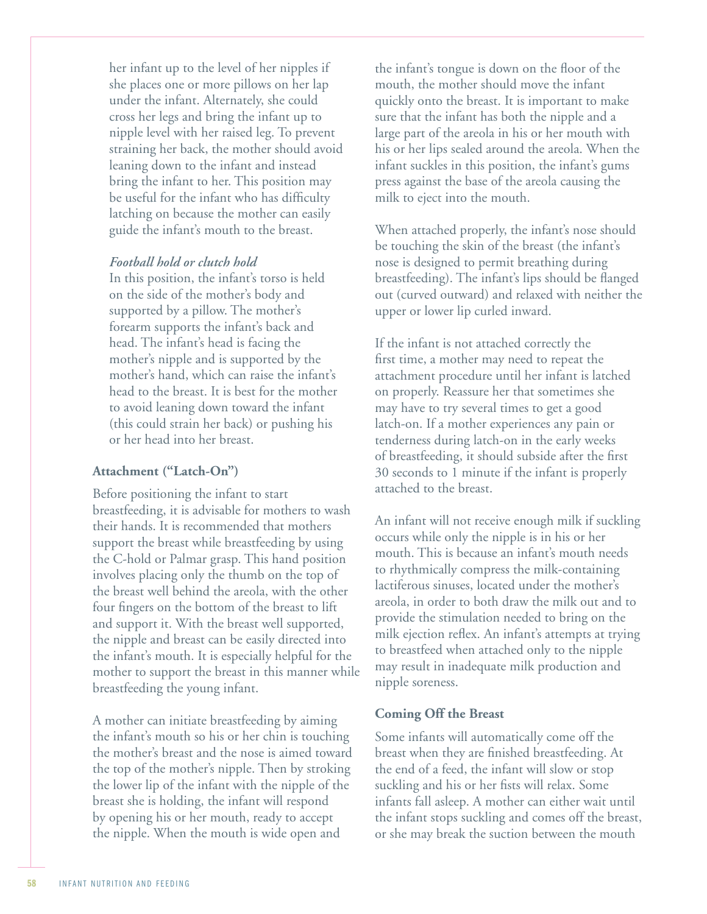her infant up to the level of her nipples if she places one or more pillows on her lap under the infant. Alternately, she could cross her legs and bring the infant up to nipple level with her raised leg. To prevent straining her back, the mother should avoid leaning down to the infant and instead bring the infant to her. This position may be useful for the infant who has difficulty latching on because the mother can easily guide the infant's mouth to the breast.

*Football hold or clutch hold*

In this position, the infant's torso is held on the side of the mother's body and supported by a pillow. The mother's forearm supports the infant's back and head. The infant's head is facing the mother's nipple and is supported by the mother's hand, which can raise the infant's head to the breast. It is best for the mother to avoid leaning down toward the infant (this could strain her back) or pushing his or her head into her breast.

### Attachment ("Latch-On")

Before positioning the infant to start breastfeeding, it is advisable for mothers to wash their hands. It is recommended that mothers support the breast while breastfeeding by using the C-hold or Palmar grasp. This hand position involves placing only the thumb on the top of the breast well behind the areola, with the other four fingers on the bottom of the breast to lift and support it. With the breast well supported, the nipple and breast can be easily directed into the infant's mouth. It is especially helpful for the mother to support the breast in this manner while breastfeeding the young infant.

A mother can initiate breastfeeding by aiming the infant's mouth so his or her chin is touching the mother's breast and the nose is aimed toward the top of the mother's nipple. Then by stroking the lower lip of the infant with the nipple of the breast she is holding, the infant will respond by opening his or her mouth, ready to accept the nipple. When the mouth is wide open and the infant's tongue is down on the floor of the mouth, the mother should move the infant quickly onto the breast. It is important to make sure that the infant has both the nipple and a large part of the areola in his or her mouth with his or her lips sealed around the areola. When the infant suckles in this position, the infant's gums press against the base of the areola causing the milk to eject into the mouth.

When attached properly, the infant's nose should be touching the skin of the breast (the infant's nose is designed to permit breathing during breastfeeding). The infant's lips should be flanged out (curved outward) and relaxed with neither the upper or lower lip curled inward.

If the infant is not attached correctly the first time, a mother may need to repeat the attachment procedure until her infant is latched on properly. Reassure her that sometimes she may have to try several times to get a good latch-on. If a mother experiences any pain or tenderness during latch-on in the early weeks of breastfeeding, it should subside after the first 30 seconds to 1 minute if the infant is properly attached to the breast.

An infant will not receive enough milk if suckling occurs while only the nipple is in his or her mouth. This is because an infant's mouth needs to rhythmically compress the milk-containing lactiferous sinuses, located under the mother's areola, in order to both draw the milk out and to provide the stimulation needed to bring on the milk ejection reflex. An infant's attempts at trying to breastfeed when attached only to the nipple may result in inadequate milk production and nipple soreness.

### Coming Off the Breast

Some infants will automatically come off the breast when they are finished breastfeeding. At the end of a feed, the infant will slow or stop suckling and his or her fists will relax. Some infants fall asleep. A mother can either wait until the infant stops suckling and comes off the breast, or she may break the suction between the mouth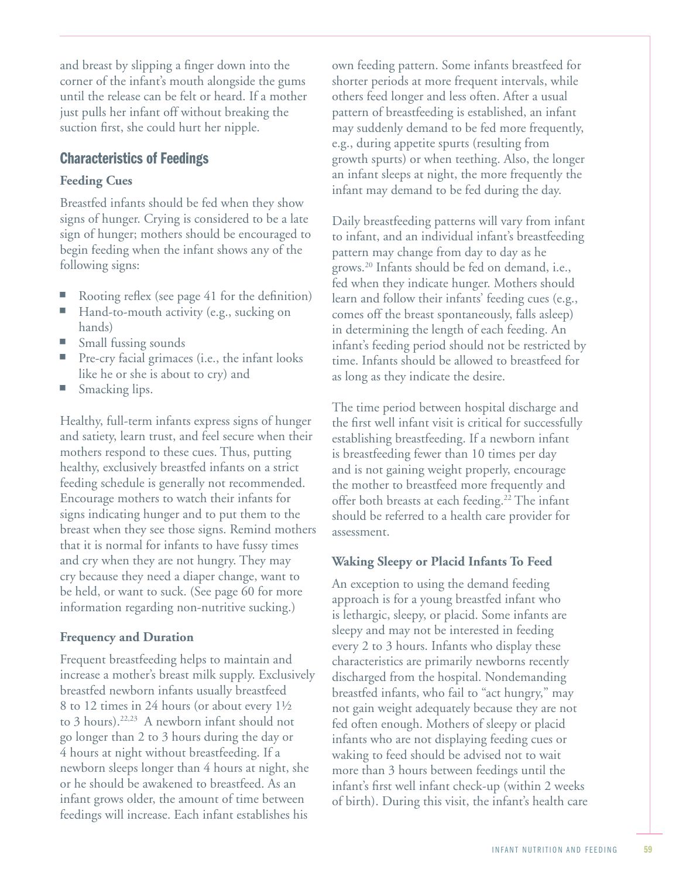and breast by slipping a finger down into the corner of the infant's mouth alongside the gums until the release can be felt or heard. If a mother just pulls her infant off without breaking the suction first, she could hurt her nipple.

## Characteristics of Feedings

### Feeding Cues

Breastfed infants should be fed when they show signs of hunger. Crying is considered to be a late sign of hunger; mothers should be encouraged to begin feeding when the infant shows any of the following signs:

- Rooting reflex (see page 41 for the definition)
- Hand-to-mouth activity (e.g., sucking on hands)
- Small fussing sounds
- Pre-cry facial grimaces (i.e., the infant looks like he or she is about to cry) and
- Smacking lips.

Healthy, full-term infants express signs of hunger and satiety, learn trust, and feel secure when their mothers respond to these cues. Thus, putting healthy, exclusively breastfed infants on a strict feeding schedule is generally not recommended. Encourage mothers to watch their infants for signs indicating hunger and to put them to the breast when they see those signs. Remind mothers that it is normal for infants to have fussy times and cry when they are not hungry. They may cry because they need a diaper change, want to be held, or want to suck. (See page 60 for more information regarding non-nutritive sucking.)

### Frequency and Duration

Frequent breastfeeding helps to maintain and increase a mother's breast milk supply. Exclusively breastfed newborn infants usually breastfeed 8 to 12 times in 24 hours (or about every 1½ to 3 hours).[22,23] A newborn infant should not go longer than 2 to 3 hours during the day or 4 hours at night without breastfeeding. If a newborn sleeps longer than 4 hours at night, she or he should be awakened to breastfeed. As an infant grows older, the amount of time between feedings will increase. Each infant establishes his own feeding pattern. Some infants breastfeed for shorter periods at more frequent intervals, while others feed longer and less often. After a usual pattern of breastfeeding is established, an infant may suddenly demand to be fed more frequently, e.g., during appetite spurts (resulting from growth spurts) or when teething. Also, the longer an infant sleeps at night, the more frequently the infant may demand to be fed during the day.

Daily breastfeeding patterns will vary from infant to infant, and an individual infant's breastfeeding pattern may change from day to day as he grows.[20] Infants should be fed on demand, i.e., fed when they indicate hunger. Mothers should learn and follow their infants' feeding cues (e.g., comes off the breast spontaneously, falls asleep) in determining the length of each feeding. An infant's feeding period should not be restricted by time. Infants should be allowed to breastfeed for as long as they indicate the desire.

The time period between hospital discharge and the first well infant visit is critical for successfully establishing breastfeeding. If a newborn infant is breastfeeding fewer than 10 times per day and is not gaining weight properly, encourage the mother to breastfeed more frequently and offer both breasts at each feeding.[22] The infant should be referred to a health care provider for assessment.

### Waking Sleepy or Placid Infants To Feed

An exception to using the demand feeding approach is for a young breastfed infant who is lethargic, sleepy, or placid. Some infants are sleepy and may not be interested in feeding every 2 to 3 hours. Infants who display these characteristics are primarily newborns recently discharged from the hospital. Nondemanding breastfed infants, who fail to "act hungry," may not gain weight adequately because they are not fed often enough. Mothers of sleepy or placid infants who are not displaying feeding cues or waking to feed should be advised not to wait more than 3 hours between feedings until the infant's first well infant check-up (within 2 weeks of birth). During this visit, the infant's health care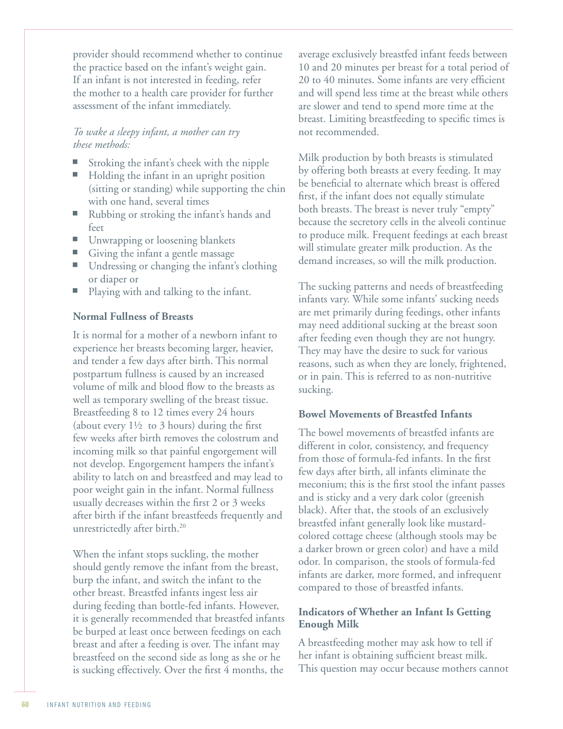provider should recommend whether to continue the practice based on the infant's weight gain. If an infant is not interested in feeding, refer the mother to a health care provider for further assessment of the infant immediately.

*To wake a sleepy infant, a mother can try these methods:*

- Stroking the infant's cheek with the nipple
- Holding the infant in an upright position (sitting or standing) while supporting the chin with one hand, several times
- Rubbing or stroking the infant's hands and feet
- Unwrapping or loosening blankets
- Giving the infant a gentle massage
- Undressing or changing the infant's clothing or diaper or
- Playing with and talking to the infant.

### Normal Fullness of Breasts

It is normal for a mother of a newborn infant to experience her breasts becoming larger, heavier, and tender a few days after birth. This normal postpartum fullness is caused by an increased volume of milk and blood flow to the breasts as well as temporary swelling of the breast tissue. Breastfeeding 8 to 12 times every 24 hours (about every 1½ to 3 hours) during the first few weeks after birth removes the colostrum and incoming milk so that painful engorgement will not develop. Engorgement hampers the infant's ability to latch on and breastfeed and may lead to poor weight gain in the infant. Normal fullness usually decreases within the first 2 or 3 weeks after birth if the infant breastfeeds frequently and unrestrictedly after birth.[20]

When the infant stops suckling, the mother should gently remove the infant from the breast, burp the infant, and switch the infant to the other breast. Breastfed infants ingest less air during feeding than bottle-fed infants. However, it is generally recommended that breastfed infants be burped at least once between feedings on each breast and after a feeding is over. The infant may breastfeed on the second side as long as she or he is sucking effectively. Over the first 4 months, the average exclusively breastfed infant feeds between 10 and 20 minutes per breast for a total period of 20 to 40 minutes. Some infants are very efficient and will spend less time at the breast while others are slower and tend to spend more time at the breast. Limiting breastfeeding to specific times is not recommended.

Milk production by both breasts is stimulated by offering both breasts at every feeding. It may be beneficial to alternate which breast is offered first, if the infant does not equally stimulate both breasts. The breast is never truly "empty" because the secretory cells in the alveoli continue to produce milk. Frequent feedings at each breast will stimulate greater milk production. As the demand increases, so will the milk production.

The sucking patterns and needs of breastfeeding infants vary. While some infants' sucking needs are met primarily during feedings, other infants may need additional sucking at the breast soon after feeding even though they are not hungry. They may have the desire to suck for various reasons, such as when they are lonely, frightened, or in pain. This is referred to as non-nutritive sucking.

### Bowel Movements of Breastfed Infants

The bowel movements of breastfed infants are different in color, consistency, and frequency from those of formula-fed infants. In the first few days after birth, all infants eliminate the meconium; this is the first stool the infant passes and is sticky and a very dark color (greenish black). After that, the stools of an exclusively breastfed infant generally look like mustard-colored cottage cheese (although stools may be a darker brown or green color) and have a mild odor. In comparison, the stools of formula-fed infants are darker, more formed, and infrequent compared to those of breastfed infants.

### Indicators of Whether an Infant Is Getting Enough Milk

A breastfeeding mother may ask how to tell if her infant is obtaining sufficient breast milk. This question may occur because mothers cannot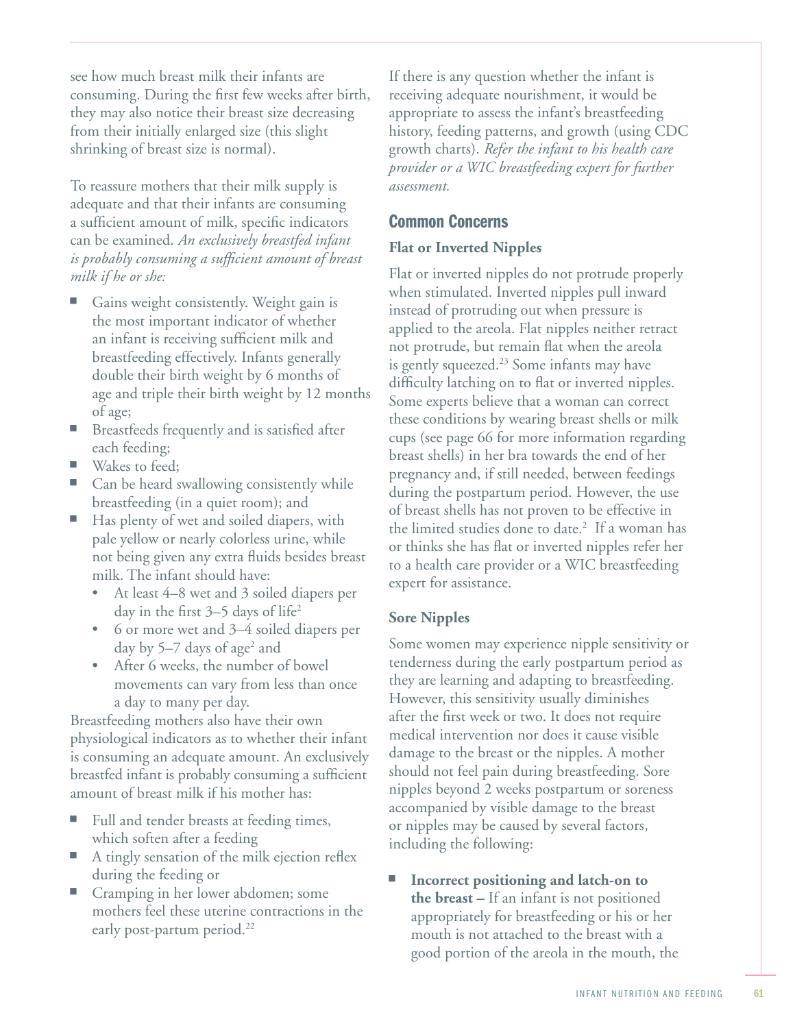see how much breast milk their infants are consuming. During the first few weeks after birth, they may also notice their breast size decreasing from their initially enlarged size (this slight shrinking of breast size is normal).

To reassure mothers that their milk supply is adequate and that their infants are consuming a sufficient amount of milk, specific indicators can be examined. *An exclusively breastfed infant is probably consuming a sufficient amount of breast milk if he or she:*

- Gains weight consistently. Weight gain is the most important indicator of whether an infant is receiving sufficient milk and breastfeeding effectively. Infants generally double their birth weight by 6 months of age and triple their birth weight by 12 months of age;
- Breastfeeds frequently and is satisfied after each feeding;
- Wakes to feed;
- Can be heard swallowing consistently while breastfeeding (in a quiet room); and
- Has plenty of wet and soiled diapers, with pale yellow or nearly colorless urine, while not being given any extra fluids besides breast milk. The infant should have:
    - At least 4–8 wet and 3 soiled diapers per day in the first 3–5 days of life[2]
    - 6 or more wet and 3–4 soiled diapers per day by 5–7 days of age[2] and
    - After 6 weeks, the number of bowel movements can vary from less than once a day to many per day.

Breastfeeding mothers also have their own physiological indicators as to whether their infant is consuming an adequate amount. An exclusively breastfed infant is probably consuming a sufficient amount of breast milk if his mother has:

- Full and tender breasts at feeding times, which soften after a feeding
- A tingly sensation of the milk ejection reflex during the feeding or
- Cramping in her lower abdomen; some mothers feel these uterine contractions in the early post-partum period.[22]

If there is any question whether the infant is receiving adequate nourishment, it would be appropriate to assess the infant's breastfeeding history, feeding patterns, and growth (using CDC growth charts). *Refer the infant to his health care provider or a WIC breastfeeding expert for further assessment.*

## Common Concerns

### Flat or Inverted Nipples

Flat or inverted nipples do not protrude properly when stimulated. Inverted nipples pull inward instead of protruding out when pressure is applied to the areola. Flat nipples neither retract not protrude, but remain flat when the areola is gently squeezed.[23] Some infants may have difficulty latching on to flat or inverted nipples. Some experts believe that a woman can correct these conditions by wearing breast shells or milk cups (see page 66 for more information regarding breast shells) in her bra towards the end of her pregnancy and, if still needed, between feedings during the postpartum period. However, the use of breast shells has not proven to be effective in the limited studies done to date.[2] If a woman has or thinks she has flat or inverted nipples refer her to a health care provider or a WIC breastfeeding expert for assistance.

### Sore Nipples

Some women may experience nipple sensitivity or tenderness during the early postpartum period as they are learning and adapting to breastfeeding. However, this sensitivity usually diminishes after the first week or two. It does not require medical intervention nor does it cause visible damage to the breast or the nipples. A mother should not feel pain during breastfeeding. Sore nipples beyond 2 weeks postpartum or soreness accompanied by visible damage to the breast or nipples may be caused by several factors, including the following:

- **Incorrect positioning and latch-on to the breast –** If an infant is not positioned appropriately for breastfeeding or his or her mouth is not attached to the breast with a good portion of the areola in the mouth, the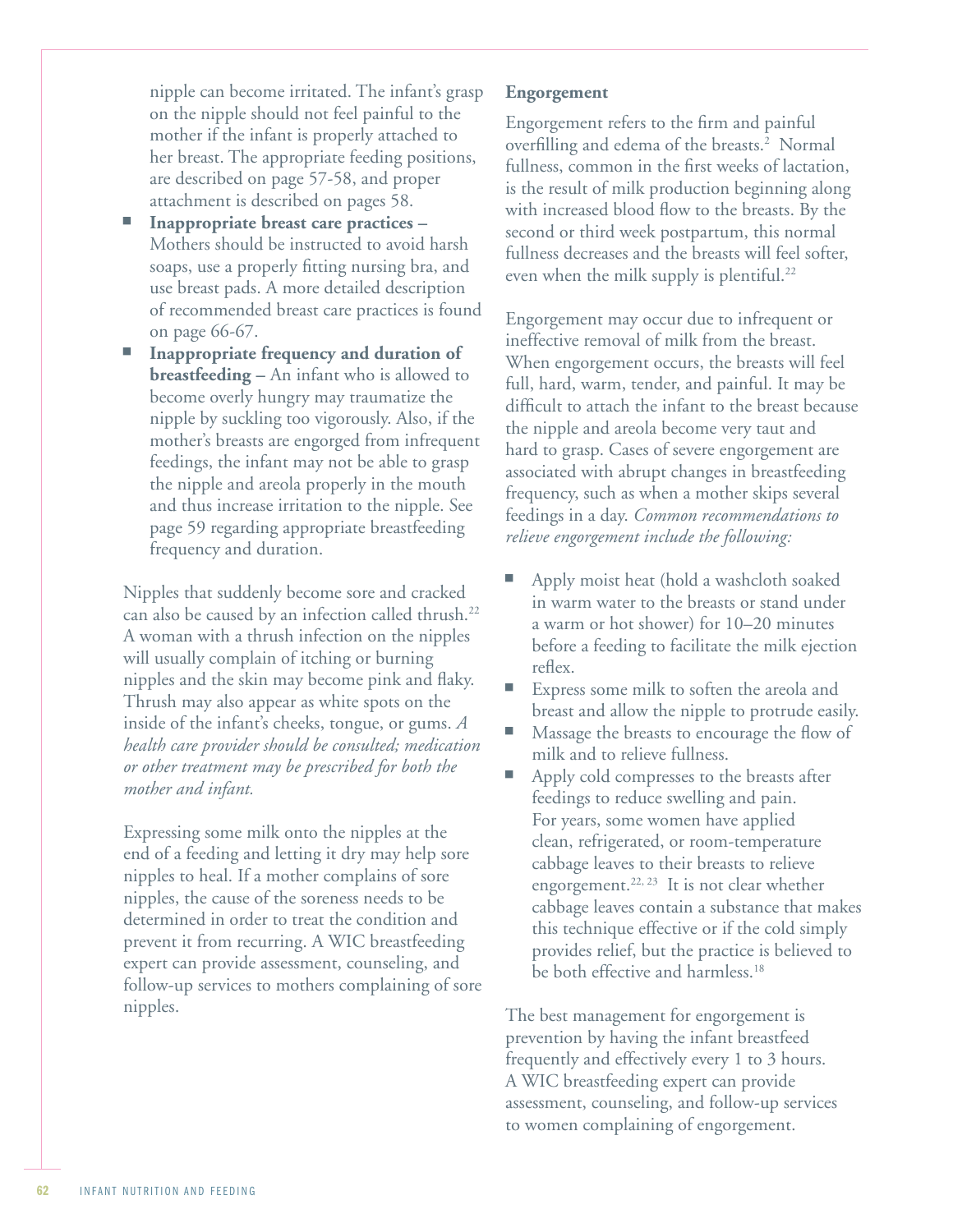nipple can become irritated. The infant's grasp on the nipple should not feel painful to the mother if the infant is properly attached to her breast. The appropriate feeding positions, are described on page 57-58, and proper attachment is described on pages 58.

- **Inappropriate breast care practices –** Mothers should be instructed to avoid harsh soaps, use a properly fitting nursing bra, and use breast pads. A more detailed description of recommended breast care practices is found on page 66-67.
- **Inappropriate frequency and duration of breastfeeding –** An infant who is allowed to become overly hungry may traumatize the nipple by suckling too vigorously. Also, if the mother's breasts are engorged from infrequent feedings, the infant may not be able to grasp the nipple and areola properly in the mouth and thus increase irritation to the nipple. See page 59 regarding appropriate breastfeeding frequency and duration.

Nipples that suddenly become sore and cracked can also be caused by an infection called thrush.[22] A woman with a thrush infection on the nipples will usually complain of itching or burning nipples and the skin may become pink and flaky. Thrush may also appear as white spots on the inside of the infant's cheeks, tongue, or gums. *A health care provider should be consulted; medication or other treatment may be prescribed for both the mother and infant.*

Expressing some milk onto the nipples at the end of a feeding and letting it dry may help sore nipples to heal. If a mother complains of sore nipples, the cause of the soreness needs to be determined in order to treat the condition and prevent it from recurring. A WIC breastfeeding expert can provide assessment, counseling, and follow-up services to mothers complaining of sore nipples.

**Engorgement**

Engorgement refers to the firm and painful overfilling and edema of the breasts.[2] Normal fullness, common in the first weeks of lactation, is the result of milk production beginning along with increased blood flow to the breasts. By the second or third week postpartum, this normal fullness decreases and the breasts will feel softer, even when the milk supply is plentiful.[22]

Engorgement may occur due to infrequent or ineffective removal of milk from the breast. When engorgement occurs, the breasts will feel full, hard, warm, tender, and painful. It may be difficult to attach the infant to the breast because the nipple and areola become very taut and hard to grasp. Cases of severe engorgement are associated with abrupt changes in breastfeeding frequency, such as when a mother skips several feedings in a day. *Common recommendations to relieve engorgement include the following:*

- Apply moist heat (hold a washcloth soaked in warm water to the breasts or stand under a warm or hot shower) for 10–20 minutes before a feeding to facilitate the milk ejection reflex.
- Express some milk to soften the areola and breast and allow the nipple to protrude easily.
- Massage the breasts to encourage the flow of milk and to relieve fullness.
- Apply cold compresses to the breasts after feedings to reduce swelling and pain. For years, some women have applied clean, refrigerated, or room-temperature cabbage leaves to their breasts to relieve engorgement.[22, 23] It is not clear whether cabbage leaves contain a substance that makes this technique effective or if the cold simply provides relief, but the practice is believed to be both effective and harmless.[18]

The best management for engorgement is prevention by having the infant breastfeed frequently and effectively every 1 to 3 hours. A WIC breastfeeding expert can provide assessment, counseling, and follow-up services to women complaining of engorgement.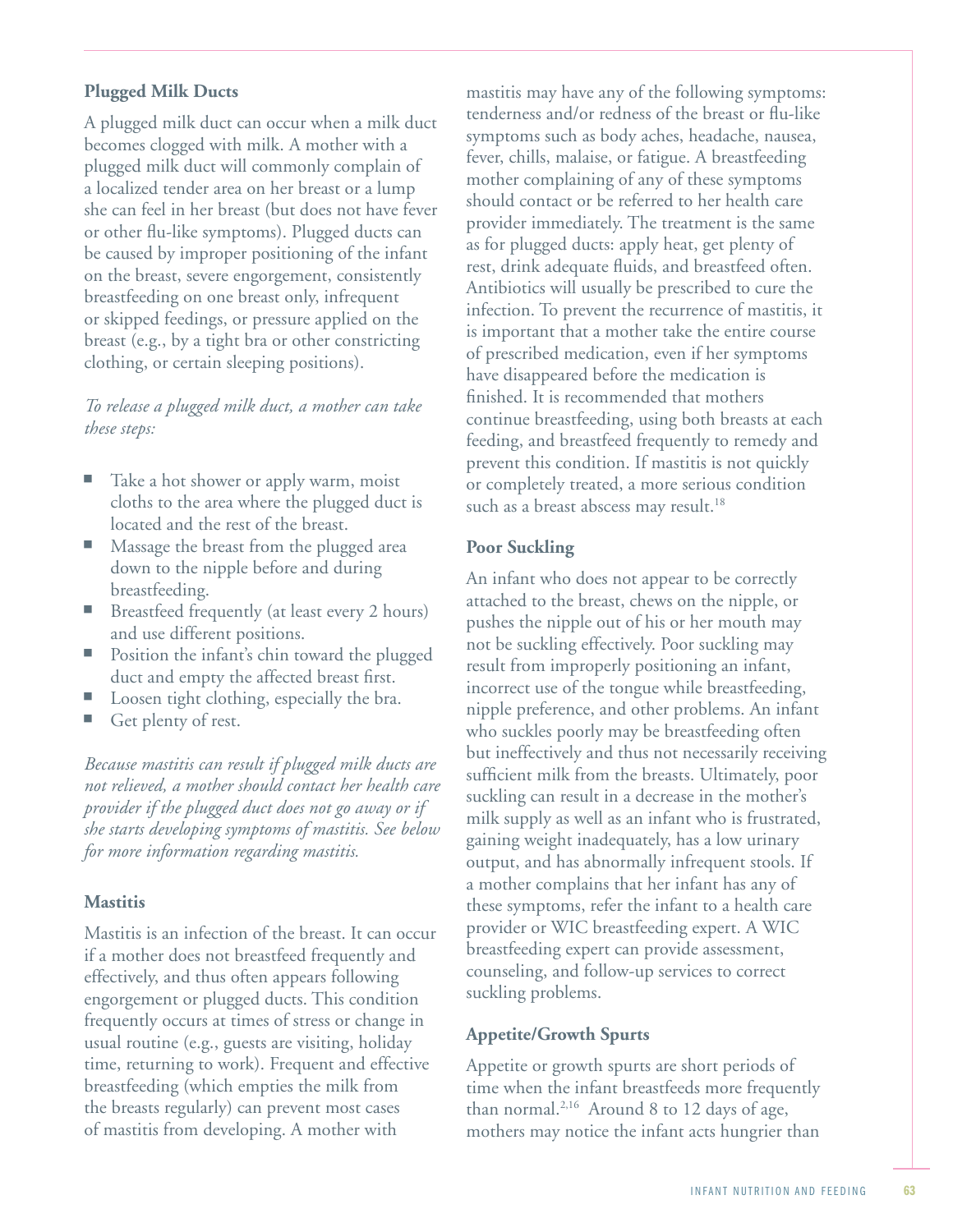### Plugged Milk Ducts

A plugged milk duct can occur when a milk duct becomes clogged with milk. A mother with a plugged milk duct will commonly complain of a localized tender area on her breast or a lump she can feel in her breast (but does not have fever or other flu-like symptoms). Plugged ducts can be caused by improper positioning of the infant on the breast, severe engorgement, consistently breastfeeding on one breast only, infrequent or skipped feedings, or pressure applied on the breast (e.g., by a tight bra or other constricting clothing, or certain sleeping positions).

*To release a plugged milk duct, a mother can take these steps:*

- Take a hot shower or apply warm, moist cloths to the area where the plugged duct is located and the rest of the breast.
- Massage the breast from the plugged area down to the nipple before and during breastfeeding.
- Breastfeed frequently (at least every 2 hours) and use different positions.
- Position the infant's chin toward the plugged duct and empty the affected breast first.
- Loosen tight clothing, especially the bra.
- Get plenty of rest.

*Because mastitis can result if plugged milk ducts are not relieved, a mother should contact her health care provider if the plugged duct does not go away or if she starts developing symptoms of mastitis. See below for more information regarding mastitis.*

### Mastitis

Mastitis is an infection of the breast. It can occur if a mother does not breastfeed frequently and effectively, and thus often appears following engorgement or plugged ducts. This condition frequently occurs at times of stress or change in usual routine (e.g., guests are visiting, holiday time, returning to work). Frequent and effective breastfeeding (which empties the milk from the breasts regularly) can prevent most cases of mastitis from developing. A mother with mastitis may have any of the following symptoms: tenderness and/or redness of the breast or flu-like symptoms such as body aches, headache, nausea, fever, chills, malaise, or fatigue. A breastfeeding mother complaining of any of these symptoms should contact or be referred to her health care provider immediately. The treatment is the same as for plugged ducts: apply heat, get plenty of rest, drink adequate fluids, and breastfeed often. Antibiotics will usually be prescribed to cure the infection. To prevent the recurrence of mastitis, it is important that a mother take the entire course of prescribed medication, even if her symptoms have disappeared before the medication is finished. It is recommended that mothers continue breastfeeding, using both breasts at each feeding, and breastfeed frequently to remedy and prevent this condition. If mastitis is not quickly or completely treated, a more serious condition such as a breast abscess may result.[18]

### Poor Suckling

An infant who does not appear to be correctly attached to the breast, chews on the nipple, or pushes the nipple out of his or her mouth may not be suckling effectively. Poor suckling may result from improperly positioning an infant, incorrect use of the tongue while breastfeeding, nipple preference, and other problems. An infant who suckles poorly may be breastfeeding often but ineffectively and thus not necessarily receiving sufficient milk from the breasts. Ultimately, poor suckling can result in a decrease in the mother's milk supply as well as an infant who is frustrated, gaining weight inadequately, has a low urinary output, and has abnormally infrequent stools. If a mother complains that her infant has any of these symptoms, refer the infant to a health care provider or WIC breastfeeding expert. A WIC breastfeeding expert can provide assessment, counseling, and follow-up services to correct suckling problems.

### Appetite/Growth Spurts

Appetite or growth spurts are short periods of time when the infant breastfeeds more frequently than normal.[2,16] Around 8 to 12 days of age, mothers may notice the infant acts hungrier than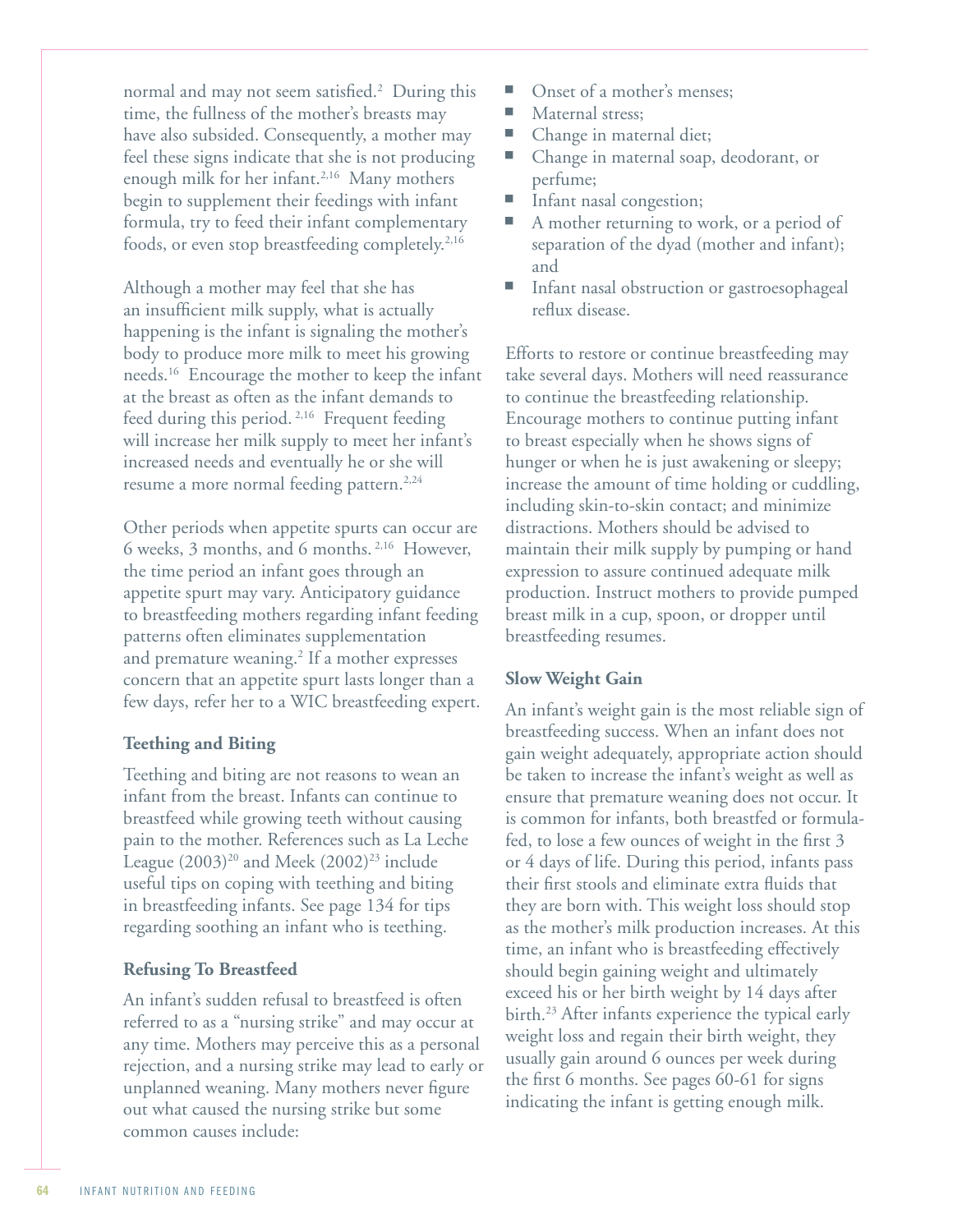normal and may not seem satisfied.[2] During this time, the fullness of the mother's breasts may have also subsided. Consequently, a mother may feel these signs indicate that she is not producing enough milk for her infant.[2,16] Many mothers begin to supplement their feedings with infant formula, try to feed their infant complementary foods, or even stop breastfeeding completely.[2,16]

Although a mother may feel that she has an insufficient milk supply, what is actually happening is the infant is signaling the mother's body to produce more milk to meet his growing needs.[16] Encourage the mother to keep the infant at the breast as often as the infant demands to feed during this period.[2,16] Frequent feeding will increase her milk supply to meet her infant's increased needs and eventually he or she will resume a more normal feeding pattern.[2,24]

Other periods when appetite spurts can occur are 6 weeks, 3 months, and 6 months.[2,16] However, the time period an infant goes through an appetite spurt may vary. Anticipatory guidance to breastfeeding mothers regarding infant feeding patterns often eliminates supplementation and premature weaning.[2] If a mother expresses concern that an appetite spurt lasts longer than a few days, refer her to a WIC breastfeeding expert.

### Teething and Biting

Teething and biting are not reasons to wean an infant from the breast. Infants can continue to breastfeed while growing teeth without causing pain to the mother. References such as La Leche League (2003)[20] and Meek (2002)[23] include useful tips on coping with teething and biting in breastfeeding infants. See page 134 for tips regarding soothing an infant who is teething.

### Refusing To Breastfeed

An infant's sudden refusal to breastfeed is often referred to as a "nursing strike" and may occur at any time. Mothers may perceive this as a personal rejection, and a nursing strike may lead to early or unplanned weaning. Many mothers never figure out what caused the nursing strike but some common causes include:

- Onset of a mother's menses;
- Maternal stress;
- Change in maternal diet;
- Change in maternal soap, deodorant, or perfume;
- Infant nasal congestion;
- A mother returning to work, or a period of separation of the dyad (mother and infant); and
- Infant nasal obstruction or gastroesophageal reflux disease.

Efforts to restore or continue breastfeeding may take several days. Mothers will need reassurance to continue the breastfeeding relationship. Encourage mothers to continue putting infant to breast especially when he shows signs of hunger or when he is just awakening or sleepy; increase the amount of time holding or cuddling, including skin-to-skin contact; and minimize distractions. Mothers should be advised to maintain their milk supply by pumping or hand expression to assure continued adequate milk production. Instruct mothers to provide pumped breast milk in a cup, spoon, or dropper until breastfeeding resumes.

### Slow Weight Gain

An infant's weight gain is the most reliable sign of breastfeeding success. When an infant does not gain weight adequately, appropriate action should be taken to increase the infant's weight as well as ensure that premature weaning does not occur. It is common for infants, both breastfed or formula-fed, to lose a few ounces of weight in the first 3 or 4 days of life. During this period, infants pass their first stools and eliminate extra fluids that they are born with. This weight loss should stop as the mother's milk production increases. At this time, an infant who is breastfeeding effectively should begin gaining weight and ultimately exceed his or her birth weight by 14 days after birth.[23] After infants experience the typical early weight loss and regain their birth weight, they usually gain around 6 ounces per week during the first 6 months. See pages 60-61 for signs indicating the infant is getting enough milk.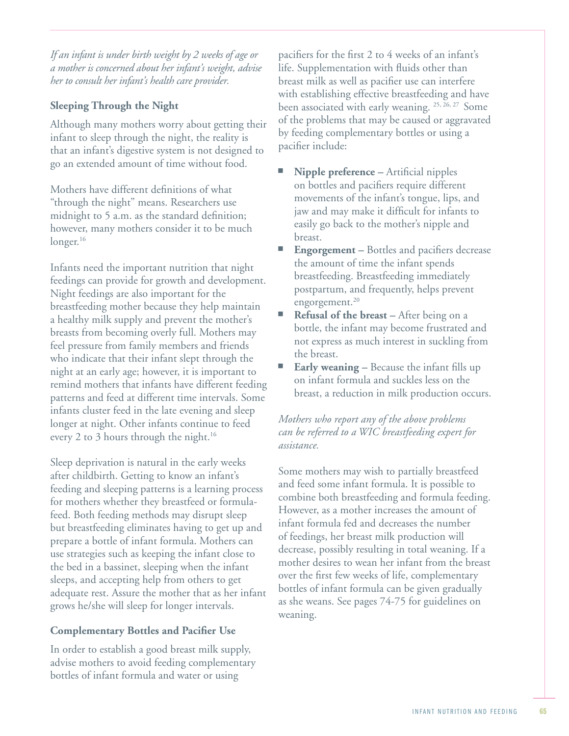*If an infant is under birth weight by 2 weeks of age or a mother is concerned about her infant's weight, advise her to consult her infant's health care provider.*

### Sleeping Through the Night

Although many mothers worry about getting their infant to sleep through the night, the reality is that an infant's digestive system is not designed to go an extended amount of time without food.

Mothers have different definitions of what "through the night" means. Researchers use midnight to 5 a.m. as the standard definition; however, many mothers consider it to be much longer.[16]

Infants need the important nutrition that night feedings can provide for growth and development. Night feedings are also important for the breastfeeding mother because they help maintain a healthy milk supply and prevent the mother's breasts from becoming overly full. Mothers may feel pressure from family members and friends who indicate that their infant slept through the night at an early age; however, it is important to remind mothers that infants have different feeding patterns and feed at different time intervals. Some infants cluster feed in the late evening and sleep longer at night. Other infants continue to feed every 2 to 3 hours through the night.[16]

Sleep deprivation is natural in the early weeks after childbirth. Getting to know an infant's feeding and sleeping patterns is a learning process for mothers whether they breastfeed or formula-feed. Both feeding methods may disrupt sleep but breastfeeding eliminates having to get up and prepare a bottle of infant formula. Mothers can use strategies such as keeping the infant close to the bed in a bassinet, sleeping when the infant sleeps, and accepting help from others to get adequate rest. Assure the mother that as her infant grows he/she will sleep for longer intervals.

### Complementary Bottles and Pacifier Use

In order to establish a good breast milk supply, advise mothers to avoid feeding complementary bottles of infant formula and water or using pacifiers for the first 2 to 4 weeks of an infant's life. Supplementation with fluids other than breast milk as well as pacifier use can interfere with establishing effective breastfeeding and have been associated with early weaning.[25, 26, 27] Some of the problems that may be caused or aggravated by feeding complementary bottles or using a pacifier include:

- **Nipple preference –** Artificial nipples on bottles and pacifiers require different movements of the infant's tongue, lips, and jaw and may make it difficult for infants to easily go back to the mother's nipple and breast.
- **Engorgement –** Bottles and pacifiers decrease the amount of time the infant spends breastfeeding. Breastfeeding immediately postpartum, and frequently, helps prevent engorgement.[20]
- **Refusal of the breast –** After being on a bottle, the infant may become frustrated and not express as much interest in suckling from the breast.
- **Early weaning –** Because the infant fills up on infant formula and suckles less on the breast, a reduction in milk production occurs.

*Mothers who report any of the above problems can be referred to a WIC breastfeeding expert for assistance.*

Some mothers may wish to partially breastfeed and feed some infant formula. It is possible to combine both breastfeeding and formula feeding. However, as a mother increases the amount of infant formula fed and decreases the number of feedings, her breast milk production will decrease, possibly resulting in total weaning. If a mother desires to wean her infant from the breast over the first few weeks of life, complementary bottles of infant formula can be given gradually as she weans. See pages 74-75 for guidelines on weaning.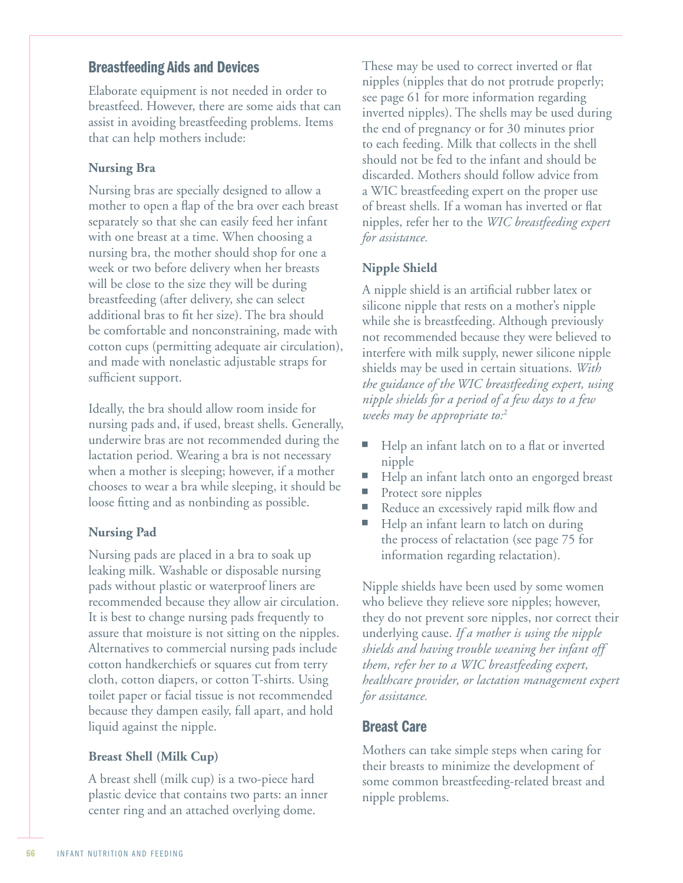## Breastfeeding Aids and Devices

Elaborate equipment is not needed in order to breastfeed. However, there are some aids that can assist in avoiding breastfeeding problems. Items that can help mothers include:

### Nursing Bra

Nursing bras are specially designed to allow a mother to open a flap of the bra over each breast separately so that she can easily feed her infant with one breast at a time. When choosing a nursing bra, the mother should shop for one a week or two before delivery when her breasts will be close to the size they will be during breastfeeding (after delivery, she can select additional bras to fit her size). The bra should be comfortable and nonconstraining, made with cotton cups (permitting adequate air circulation), and made with nonelastic adjustable straps for sufficient support.

Ideally, the bra should allow room inside for nursing pads and, if used, breast shells. Generally, underwire bras are not recommended during the lactation period. Wearing a bra is not necessary when a mother is sleeping; however, if a mother chooses to wear a bra while sleeping, it should be loose fitting and as nonbinding as possible.

### Nursing Pad

Nursing pads are placed in a bra to soak up leaking milk. Washable or disposable nursing pads without plastic or waterproof liners are recommended because they allow air circulation. It is best to change nursing pads frequently to assure that moisture is not sitting on the nipples. Alternatives to commercial nursing pads include cotton handkerchiefs or squares cut from terry cloth, cotton diapers, or cotton T-shirts. Using toilet paper or facial tissue is not recommended because they dampen easily, fall apart, and hold liquid against the nipple.

### Breast Shell (Milk Cup)

A breast shell (milk cup) is a two-piece hard plastic device that contains two parts: an inner center ring and an attached overlying dome. These may be used to correct inverted or flat nipples (nipples that do not protrude properly; see page 61 for more information regarding inverted nipples). The shells may be used during the end of pregnancy or for 30 minutes prior to each feeding. Milk that collects in the shell should not be fed to the infant and should be discarded. Mothers should follow advice from a WIC breastfeeding expert on the proper use of breast shells. If a woman has inverted or flat nipples, refer her to the *WIC breastfeeding expert for assistance.*

### Nipple Shield

A nipple shield is an artificial rubber latex or silicone nipple that rests on a mother's nipple while she is breastfeeding. Although previously not recommended because they were believed to interfere with milk supply, newer silicone nipple shields may be used in certain situations. *With the guidance of the WIC breastfeeding expert, using nipple shields for a period of a few days to a few weeks may be appropriate to:*[2]

- Help an infant latch on to a flat or inverted nipple
- Help an infant latch onto an engorged breast
- Protect sore nipples
- Reduce an excessively rapid milk flow and
- Help an infant learn to latch on during the process of relactation (see page 75 for information regarding relactation).

Nipple shields have been used by some women who believe they relieve sore nipples; however, they do not prevent sore nipples, nor correct their underlying cause. *If a mother is using the nipple shields and having trouble weaning her infant off them, refer her to a WIC breastfeeding expert, healthcare provider, or lactation management expert for assistance.*

## Breast Care

Mothers can take simple steps when caring for their breasts to minimize the development of some common breastfeeding-related breast and nipple problems.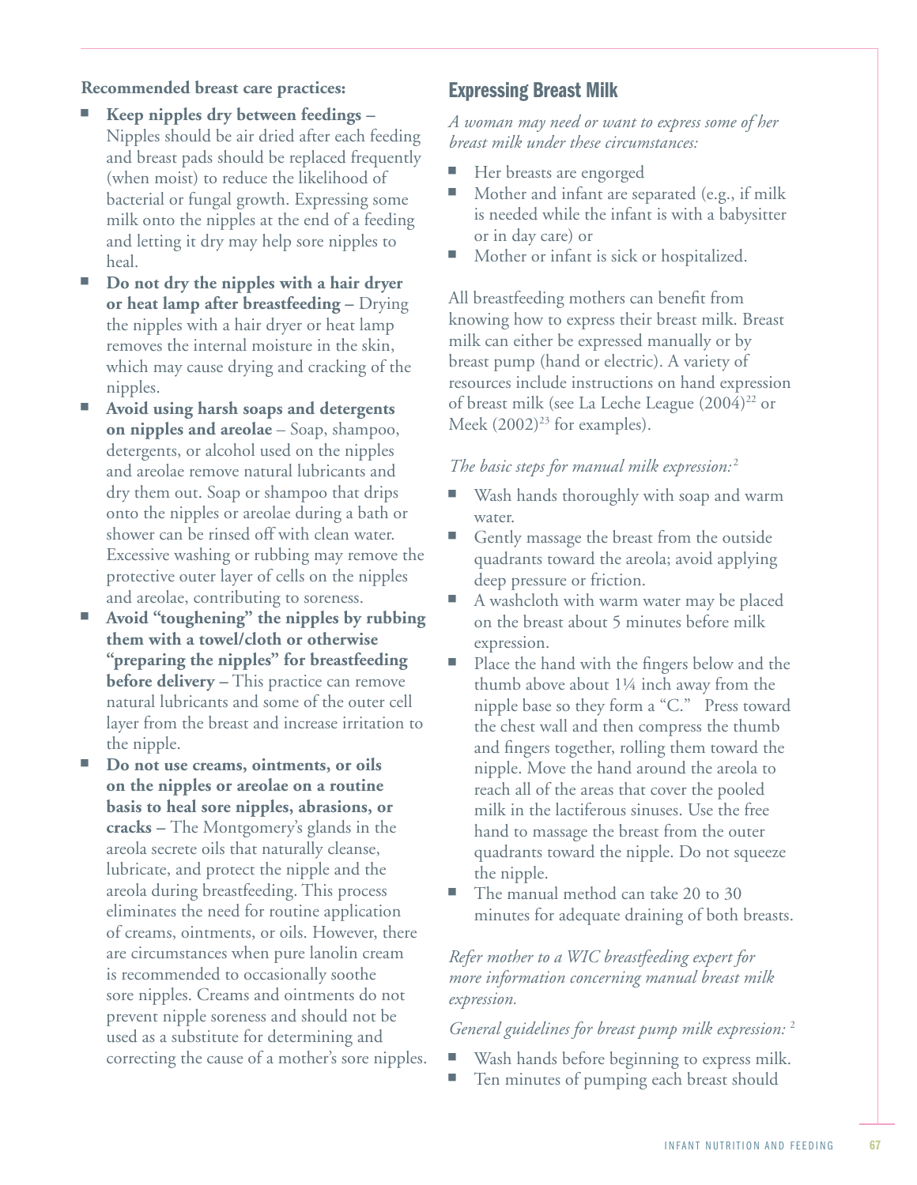**Recommended breast care practices:**

- **Keep nipples dry between feedings –** Nipples should be air dried after each feeding and breast pads should be replaced frequently (when moist) to reduce the likelihood of bacterial or fungal growth. Expressing some milk onto the nipples at the end of a feeding and letting it dry may help sore nipples to heal.
- **Do not dry the nipples with a hair dryer or heat lamp after breastfeeding –** Drying the nipples with a hair dryer or heat lamp removes the internal moisture in the skin, which may cause drying and cracking of the nipples.
- **Avoid using harsh soaps and detergents on nipples and areolae** – Soap, shampoo, detergents, or alcohol used on the nipples and areolae remove natural lubricants and dry them out. Soap or shampoo that drips onto the nipples or areolae during a bath or shower can be rinsed off with clean water. Excessive washing or rubbing may remove the protective outer layer of cells on the nipples and areolae, contributing to soreness.
- **Avoid "toughening" the nipples by rubbing them with a towel/cloth or otherwise "preparing the nipples" for breastfeeding before delivery –** This practice can remove natural lubricants and some of the outer cell layer from the breast and increase irritation to the nipple.
- **Do not use creams, ointments, or oils on the nipples or areolae on a routine basis to heal sore nipples, abrasions, or cracks –** The Montgomery's glands in the areola secrete oils that naturally cleanse, lubricate, and protect the nipple and the areola during breastfeeding. This process eliminates the need for routine application of creams, ointments, or oils. However, there are circumstances when pure lanolin cream is recommended to occasionally soothe sore nipples. Creams and ointments do not prevent nipple soreness and should not be used as a substitute for determining and correcting the cause of a mother's sore nipples.

## Expressing Breast Milk

*A woman may need or want to express some of her breast milk under these circumstances:*

- Her breasts are engorged
- Mother and infant are separated (e.g., if milk is needed while the infant is with a babysitter or in day care) or
- Mother or infant is sick or hospitalized.

All breastfeeding mothers can benefit from knowing how to express their breast milk. Breast milk can either be expressed manually or by breast pump (hand or electric). A variety of resources include instructions on hand expression of breast milk (see La Leche League (2004)[22] or Meek (2002)[23] for examples).

*The basic steps for manual milk expression:*[2]

- Wash hands thoroughly with soap and warm water.
- Gently massage the breast from the outside quadrants toward the areola; avoid applying deep pressure or friction.
- A washcloth with warm water may be placed on the breast about 5 minutes before milk expression.
- Place the hand with the fingers below and the thumb above about 1¼ inch away from the nipple base so they form a "C." Press toward the chest wall and then compress the thumb and fingers together, rolling them toward the nipple. Move the hand around the areola to reach all of the areas that cover the pooled milk in the lactiferous sinuses. Use the free hand to massage the breast from the outer quadrants toward the nipple. Do not squeeze the nipple.
- The manual method can take 20 to 30 minutes for adequate draining of both breasts.

*Refer mother to a WIC breastfeeding expert for more information concerning manual breast milk expression.*

*General guidelines for breast pump milk expression:*[2]

- Wash hands before beginning to express milk.
- Ten minutes of pumping each breast should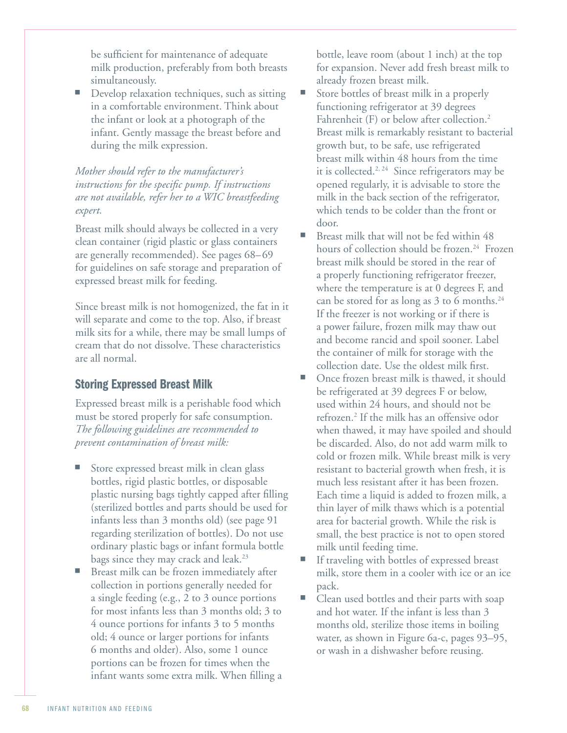be sufficient for maintenance of adequate milk production, preferably from both breasts simultaneously.

- Develop relaxation techniques, such as sitting in a comfortable environment. Think about the infant or look at a photograph of the infant. Gently massage the breast before and during the milk expression.

*Mother should refer to the manufacturer's instructions for the specific pump. If instructions are not available, refer her to a WIC breastfeeding expert.*

Breast milk should always be collected in a very clean container (rigid plastic or glass containers are generally recommended). See pages 68–69 for guidelines on safe storage and preparation of expressed breast milk for feeding.

Since breast milk is not homogenized, the fat in it will separate and come to the top. Also, if breast milk sits for a while, there may be small lumps of cream that do not dissolve. These characteristics are all normal.

## Storing Expressed Breast Milk

Expressed breast milk is a perishable food which must be stored properly for safe consumption. *The following guidelines are recommended to prevent contamination of breast milk:*

- Store expressed breast milk in clean glass bottles, rigid plastic bottles, or disposable plastic nursing bags tightly capped after filling (sterilized bottles and parts should be used for infants less than 3 months old) (see page 91 regarding sterilization of bottles). Do not use ordinary plastic bags or infant formula bottle bags since they may crack and leak.[23]
- Breast milk can be frozen immediately after collection in portions generally needed for a single feeding (e.g., 2 to 3 ounce portions for most infants less than 3 months old; 3 to 4 ounce portions for infants 3 to 5 months old; 4 ounce or larger portions for infants 6 months and older). Also, some 1 ounce portions can be frozen for times when the infant wants some extra milk. When filling a bottle, leave room (about 1 inch) at the top for expansion. Never add fresh breast milk to already frozen breast milk.
- Store bottles of breast milk in a properly functioning refrigerator at 39 degrees Fahrenheit (F) or below after collection.[2] Breast milk is remarkably resistant to bacterial growth but, to be safe, use refrigerated breast milk within 48 hours from the time it is collected.[2, 24] Since refrigerators may be opened regularly, it is advisable to store the milk in the back section of the refrigerator, which tends to be colder than the front or door.
- Breast milk that will not be fed within 48 hours of collection should be frozen.[24] Frozen breast milk should be stored in the rear of a properly functioning refrigerator freezer, where the temperature is at 0 degrees F, and can be stored for as long as 3 to 6 months.[24] If the freezer is not working or if there is a power failure, frozen milk may thaw out and become rancid and spoil sooner. Label the container of milk for storage with the collection date. Use the oldest milk first.
- Once frozen breast milk is thawed, it should be refrigerated at 39 degrees F or below, used within 24 hours, and should not be refrozen.[2] If the milk has an offensive odor when thawed, it may have spoiled and should be discarded. Also, do not add warm milk to cold or frozen milk. While breast milk is very resistant to bacterial growth when fresh, it is much less resistant after it has been frozen. Each time a liquid is added to frozen milk, a thin layer of milk thaws which is a potential area for bacterial growth. While the risk is small, the best practice is not to open stored milk until feeding time.
- If traveling with bottles of expressed breast milk, store them in a cooler with ice or an ice pack.
- Clean used bottles and their parts with soap and hot water. If the infant is less than 3 months old, sterilize those items in boiling water, as shown in Figure 6a-c, pages 93–95, or wash in a dishwasher before reusing.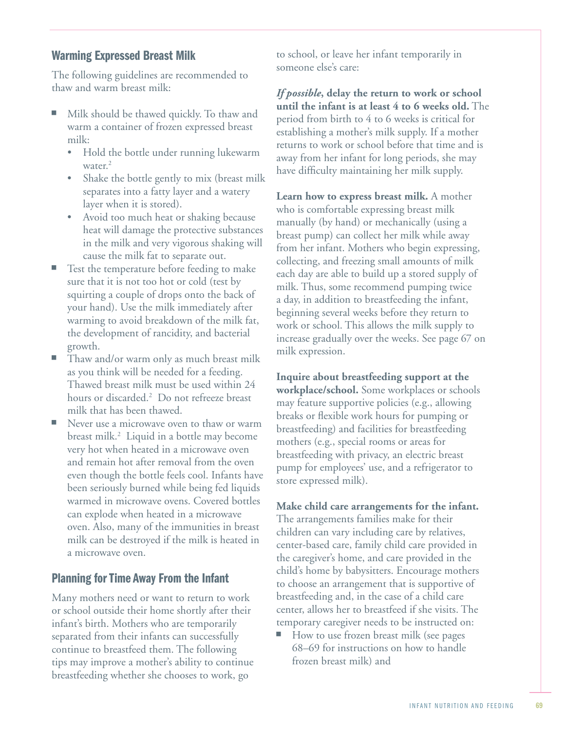## Warming Expressed Breast Milk

The following guidelines are recommended to thaw and warm breast milk:

- Milk should be thawed quickly. To thaw and warm a container of frozen expressed breast milk:
  - Hold the bottle under running lukewarm water.[2]
  - Shake the bottle gently to mix (breast milk separates into a fatty layer and a watery layer when it is stored).
  - Avoid too much heat or shaking because heat will damage the protective substances in the milk and very vigorous shaking will cause the milk fat to separate out.
- Test the temperature before feeding to make sure that it is not too hot or cold (test by squirting a couple of drops onto the back of your hand). Use the milk immediately after warming to avoid breakdown of the milk fat, the development of rancidity, and bacterial growth.
- Thaw and/or warm only as much breast milk as you think will be needed for a feeding. Thawed breast milk must be used within 24 hours or discarded.[2] Do not refreeze breast milk that has been thawed.
- Never use a microwave oven to thaw or warm breast milk.[2] Liquid in a bottle may become very hot when heated in a microwave oven and remain hot after removal from the oven even though the bottle feels cool. Infants have been seriously burned while being fed liquids warmed in microwave ovens. Covered bottles can explode when heated in a microwave oven. Also, many of the immunities in breast milk can be destroyed if the milk is heated in a microwave oven.

## Planning for Time Away From the Infant

Many mothers need or want to return to work or school outside their home shortly after their infant's birth. Mothers who are temporarily separated from their infants can successfully continue to breastfeed them. The following tips may improve a mother's ability to continue breastfeeding whether she chooses to work, go to school, or leave her infant temporarily in someone else's care:

***If possible*, delay the return to work or school until the infant is at least 4 to 6 weeks old.** The period from birth to 4 to 6 weeks is critical for establishing a mother's milk supply. If a mother returns to work or school before that time and is away from her infant for long periods, she may have difficulty maintaining her milk supply.

**Learn how to express breast milk.** A mother who is comfortable expressing breast milk manually (by hand) or mechanically (using a breast pump) can collect her milk while away from her infant. Mothers who begin expressing, collecting, and freezing small amounts of milk each day are able to build up a stored supply of milk. Thus, some recommend pumping twice a day, in addition to breastfeeding the infant, beginning several weeks before they return to work or school. This allows the milk supply to increase gradually over the weeks. See page 67 on milk expression.

**Inquire about breastfeeding support at the workplace/school.** Some workplaces or schools may feature supportive policies (e.g., allowing breaks or flexible work hours for pumping or breastfeeding) and facilities for breastfeeding mothers (e.g., special rooms or areas for breastfeeding with privacy, an electric breast pump for employees' use, and a refrigerator to store expressed milk).

**Make child care arrangements for the infant.** The arrangements families make for their children can vary including care by relatives, center-based care, family child care provided in the caregiver's home, and care provided in the child's home by babysitters. Encourage mothers to choose an arrangement that is supportive of breastfeeding and, in the case of a child care center, allows her to breastfeed if she visits. The temporary caregiver needs to be instructed on:

- How to use frozen breast milk (see pages 68–69 for instructions on how to handle frozen breast milk) and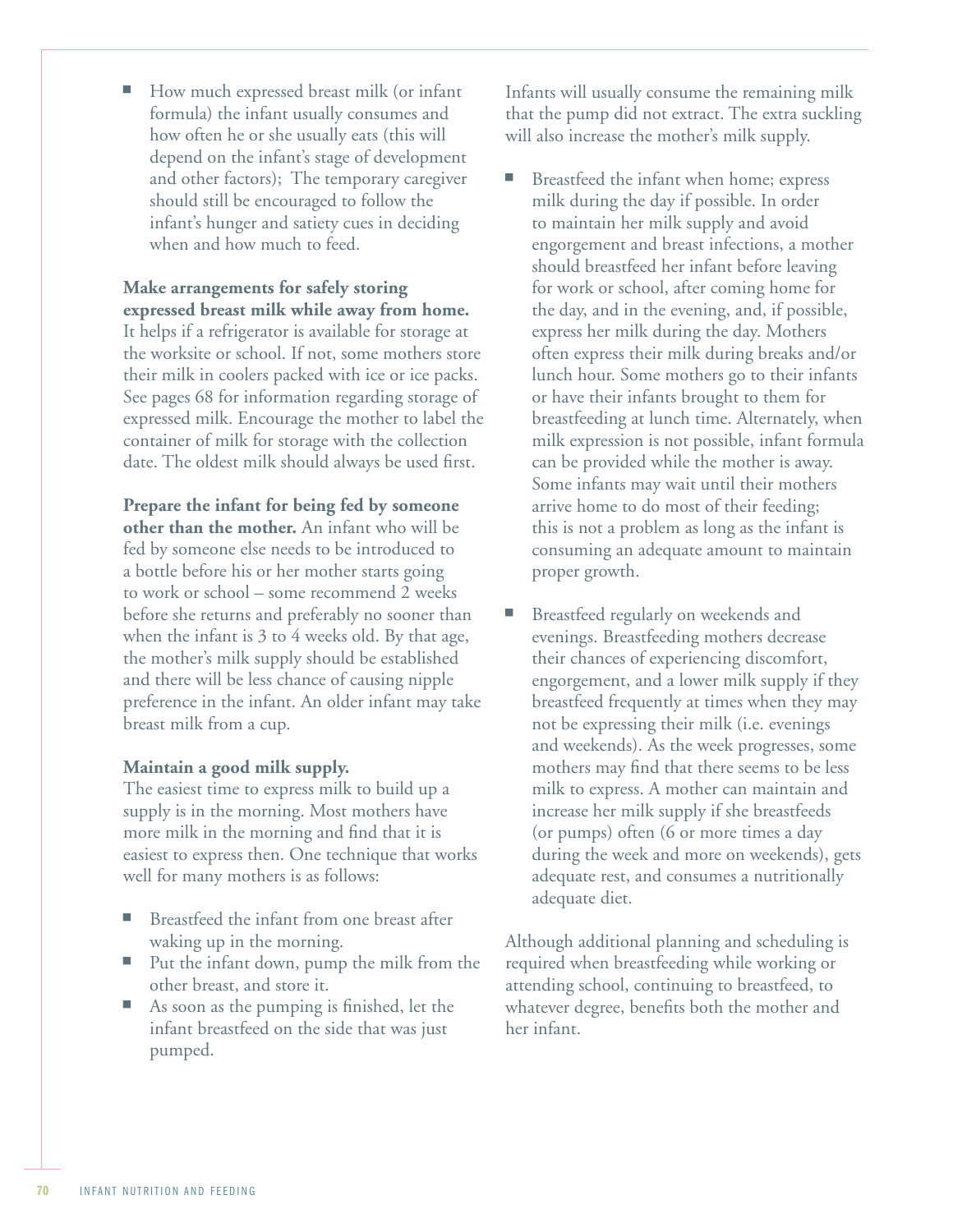- How much expressed breast milk (or infant formula) the infant usually consumes and how often he or she usually eats (this will depend on the infant's stage of development and other factors); The temporary caregiver should still be encouraged to follow the infant's hunger and satiety cues in deciding when and how much to feed.

**Make arrangements for safely storing expressed breast milk while away from home.** It helps if a refrigerator is available for storage at the worksite or school. If not, some mothers store their milk in coolers packed with ice or ice packs. See pages 68 for information regarding storage of expressed milk. Encourage the mother to label the container of milk for storage with the collection date. The oldest milk should always be used first.

**Prepare the infant for being fed by someone other than the mother.** An infant who will be fed by someone else needs to be introduced to a bottle before his or her mother starts going to work or school – some recommend 2 weeks before she returns and preferably no sooner than when the infant is 3 to 4 weeks old. By that age, the mother's milk supply should be established and there will be less chance of causing nipple preference in the infant. An older infant may take breast milk from a cup.

**Maintain a good milk supply.**
The easiest time to express milk to build up a supply is in the morning. Most mothers have more milk in the morning and find that it is easiest to express then. One technique that works well for many mothers is as follows:

- Breastfeed the infant from one breast after waking up in the morning.
- Put the infant down, pump the milk from the other breast, and store it.
- As soon as the pumping is finished, let the infant breastfeed on the side that was just pumped.

Infants will usually consume the remaining milk that the pump did not extract. The extra suckling will also increase the mother's milk supply.

- Breastfeed the infant when home; express milk during the day if possible. In order to maintain her milk supply and avoid engorgement and breast infections, a mother should breastfeed her infant before leaving for work or school, after coming home for the day, and in the evening, and, if possible, express her milk during the day. Mothers often express their milk during breaks and/or lunch hour. Some mothers go to their infants or have their infants brought to them for breastfeeding at lunch time. Alternately, when milk expression is not possible, infant formula can be provided while the mother is away. Some infants may wait until their mothers arrive home to do most of their feeding; this is not a problem as long as the infant is consuming an adequate amount to maintain proper growth.

- Breastfeed regularly on weekends and evenings. Breastfeeding mothers decrease their chances of experiencing discomfort, engorgement, and a lower milk supply if they breastfeed frequently at times when they may not be expressing their milk (i.e. evenings and weekends). As the week progresses, some mothers may find that there seems to be less milk to express. A mother can maintain and increase her milk supply if she breastfeeds (or pumps) often (6 or more times a day during the week and more on weekends), gets adequate rest, and consumes a nutritionally adequate diet.

Although additional planning and scheduling is required when breastfeeding while working or attending school, continuing to breastfeed, to whatever degree, benefits both the mother and her infant.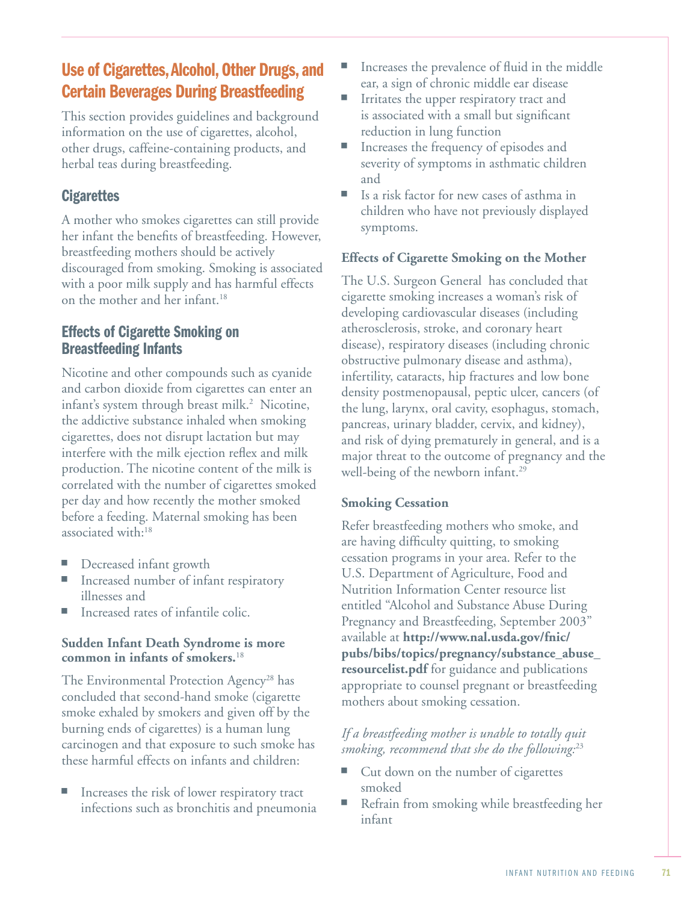## Use of Cigarettes, Alcohol, Other Drugs, and Certain Beverages During Breastfeeding

This section provides guidelines and background information on the use of cigarettes, alcohol, other drugs, caffeine-containing products, and herbal teas during breastfeeding.

### Cigarettes

A mother who smokes cigarettes can still provide her infant the benefits of breastfeeding. However, breastfeeding mothers should be actively discouraged from smoking. Smoking is associated with a poor milk supply and has harmful effects on the mother and her infant.[18]

### Effects of Cigarette Smoking on Breastfeeding Infants

Nicotine and other compounds such as cyanide and carbon dioxide from cigarettes can enter an infant's system through breast milk.[2] Nicotine, the addictive substance inhaled when smoking cigarettes, does not disrupt lactation but may interfere with the milk ejection reflex and milk production. The nicotine content of the milk is correlated with the number of cigarettes smoked per day and how recently the mother smoked before a feeding. Maternal smoking has been associated with:[18]

- Decreased infant growth
- Increased number of infant respiratory illnesses and
- Increased rates of infantile colic.

**Sudden Infant Death Syndrome is more common in infants of smokers.**[18]

The Environmental Protection Agency[28] has concluded that second-hand smoke (cigarette smoke exhaled by smokers and given off by the burning ends of cigarettes) is a human lung carcinogen and that exposure to such smoke has these harmful effects on infants and children:

- Increases the risk of lower respiratory tract infections such as bronchitis and pneumonia
- Increases the prevalence of fluid in the middle ear, a sign of chronic middle ear disease
- Irritates the upper respiratory tract and is associated with a small but significant reduction in lung function
- Increases the frequency of episodes and severity of symptoms in asthmatic children and
- Is a risk factor for new cases of asthma in children who have not previously displayed symptoms.

**Effects of Cigarette Smoking on the Mother**

The U.S. Surgeon General has concluded that cigarette smoking increases a woman's risk of developing cardiovascular diseases (including atherosclerosis, stroke, and coronary heart disease), respiratory diseases (including chronic obstructive pulmonary disease and asthma), infertility, cataracts, hip fractures and low bone density postmenopausal, peptic ulcer, cancers (of the lung, larynx, oral cavity, esophagus, stomach, pancreas, urinary bladder, cervix, and kidney), and risk of dying prematurely in general, and is a major threat to the outcome of pregnancy and the well-being of the newborn infant.[29]

**Smoking Cessation**

Refer breastfeeding mothers who smoke, and are having difficulty quitting, to smoking cessation programs in your area. Refer to the U.S. Department of Agriculture, Food and Nutrition Information Center resource list entitled "Alcohol and Substance Abuse During Pregnancy and Breastfeeding, September 2003" available at **http://www.nal.usda.gov/fnic/pubs/bibs/topics/pregnancy/substance_abuse_resourcelist.pdf** for guidance and publications appropriate to counsel pregnant or breastfeeding mothers about smoking cessation.

*If a breastfeeding mother is unable to totally quit smoking, recommend that she do the following:*[23]

- Cut down on the number of cigarettes smoked
- Refrain from smoking while breastfeeding her infant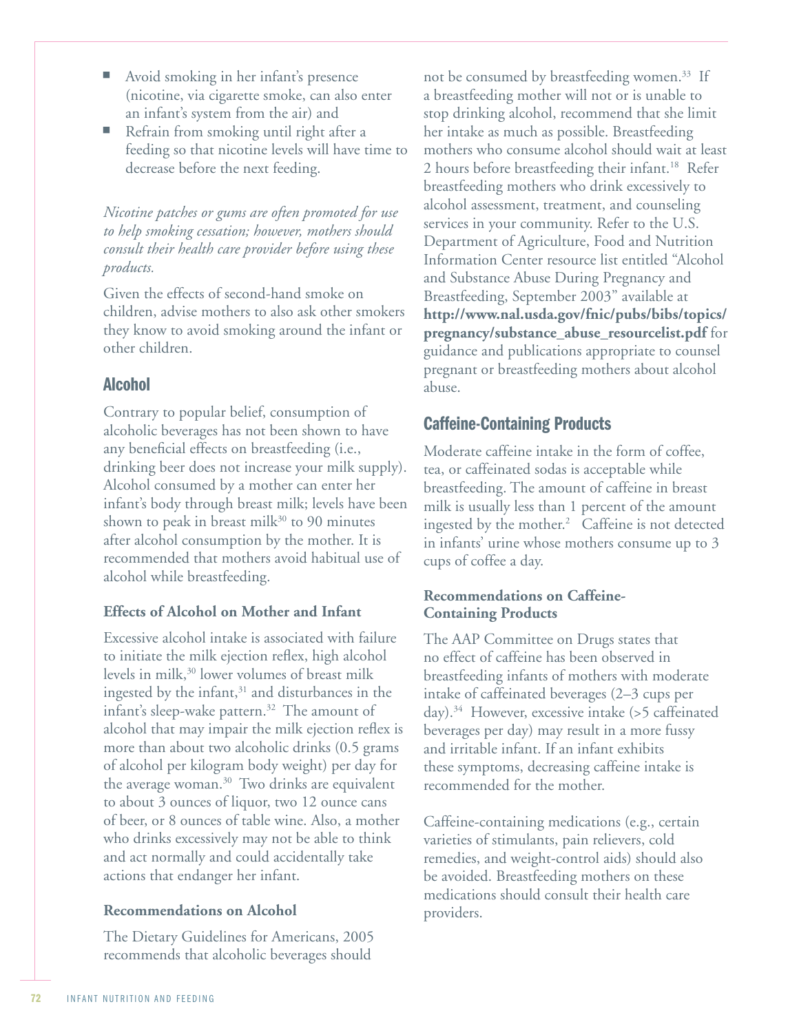- Avoid smoking in her infant's presence (nicotine, via cigarette smoke, can also enter an infant's system from the air) and
- Refrain from smoking until right after a feeding so that nicotine levels will have time to decrease before the next feeding.

*Nicotine patches or gums are often promoted for use to help smoking cessation; however, mothers should consult their health care provider before using these products.*

Given the effects of second-hand smoke on children, advise mothers to also ask other smokers they know to avoid smoking around the infant or other children.

## Alcohol

Contrary to popular belief, consumption of alcoholic beverages has not been shown to have any beneficial effects on breastfeeding (i.e., drinking beer does not increase your milk supply). Alcohol consumed by a mother can enter her infant's body through breast milk; levels have been shown to peak in breast milk[30] to 90 minutes after alcohol consumption by the mother. It is recommended that mothers avoid habitual use of alcohol while breastfeeding.

### Effects of Alcohol on Mother and Infant

Excessive alcohol intake is associated with failure to initiate the milk ejection reflex, high alcohol levels in milk,[30] lower volumes of breast milk ingested by the infant,[31] and disturbances in the infant's sleep-wake pattern.[32] The amount of alcohol that may impair the milk ejection reflex is more than about two alcoholic drinks (0.5 grams of alcohol per kilogram body weight) per day for the average woman.[30] Two drinks are equivalent to about 3 ounces of liquor, two 12 ounce cans of beer, or 8 ounces of table wine. Also, a mother who drinks excessively may not be able to think and act normally and could accidentally take actions that endanger her infant.

### Recommendations on Alcohol

The Dietary Guidelines for Americans, 2005 recommends that alcoholic beverages should not be consumed by breastfeeding women.[33] If a breastfeeding mother will not or is unable to stop drinking alcohol, recommend that she limit her intake as much as possible. Breastfeeding mothers who consume alcohol should wait at least 2 hours before breastfeeding their infant.[18] Refer breastfeeding mothers who drink excessively to alcohol assessment, treatment, and counseling services in your community. Refer to the U.S. Department of Agriculture, Food and Nutrition Information Center resource list entitled "Alcohol and Substance Abuse During Pregnancy and Breastfeeding, September 2003" available at **http://www.nal.usda.gov/fnic/pubs/bibs/topics/pregnancy/substance_abuse_resourcelist.pdf** for guidance and publications appropriate to counsel pregnant or breastfeeding mothers about alcohol abuse.

## Caffeine-Containing Products

Moderate caffeine intake in the form of coffee, tea, or caffeinated sodas is acceptable while breastfeeding. The amount of caffeine in breast milk is usually less than 1 percent of the amount ingested by the mother.[2] Caffeine is not detected in infants' urine whose mothers consume up to 3 cups of coffee a day.

### Recommendations on Caffeine-Containing Products

The AAP Committee on Drugs states that no effect of caffeine has been observed in breastfeeding infants of mothers with moderate intake of caffeinated beverages (2–3 cups per day).[34] However, excessive intake (>5 caffeinated beverages per day) may result in a more fussy and irritable infant. If an infant exhibits these symptoms, decreasing caffeine intake is recommended for the mother.

Caffeine-containing medications (e.g., certain varieties of stimulants, pain relievers, cold remedies, and weight-control aids) should also be avoided. Breastfeeding mothers on these medications should consult their health care providers.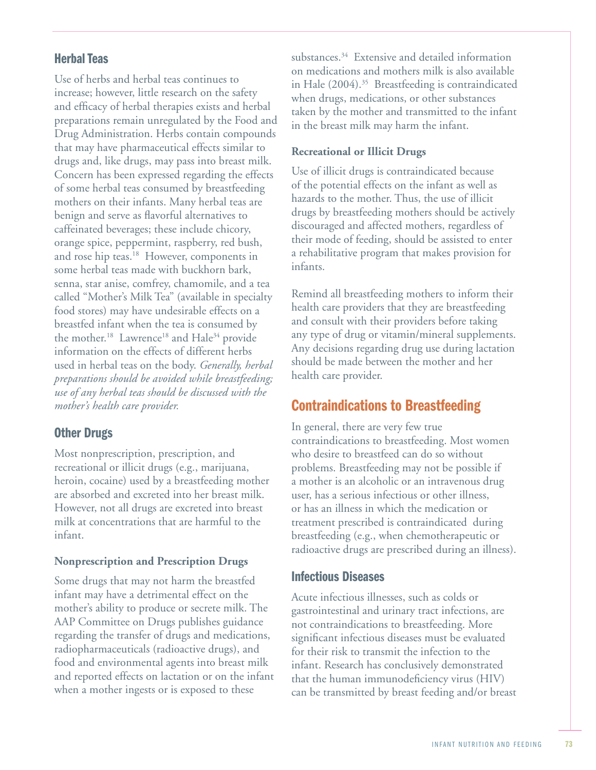## Herbal Teas

Use of herbs and herbal teas continues to increase; however, little research on the safety and efficacy of herbal therapies exists and herbal preparations remain unregulated by the Food and Drug Administration. Herbs contain compounds that may have pharmaceutical effects similar to drugs and, like drugs, may pass into breast milk. Concern has been expressed regarding the effects of some herbal teas consumed by breastfeeding mothers on their infants. Many herbal teas are benign and serve as flavorful alternatives to caffeinated beverages; these include chicory, orange spice, peppermint, raspberry, red bush, and rose hip teas.[18] However, components in some herbal teas made with buckhorn bark, senna, star anise, comfrey, chamomile, and a tea called "Mother's Milk Tea" (available in specialty food stores) may have undesirable effects on a breastfed infant when the tea is consumed by the mother.[18] Lawrence[18] and Hale[34] provide information on the effects of different herbs used in herbal teas on the body. *Generally, herbal preparations should be avoided while breastfeeding; use of any herbal teas should be discussed with the mother's health care provider.*

## Other Drugs

Most nonprescription, prescription, and recreational or illicit drugs (e.g., marijuana, heroin, cocaine) used by a breastfeeding mother are absorbed and excreted into her breast milk. However, not all drugs are excreted into breast milk at concentrations that are harmful to the infant.

### Nonprescription and Prescription Drugs

Some drugs that may not harm the breastfed infant may have a detrimental effect on the mother's ability to produce or secrete milk. The AAP Committee on Drugs publishes guidance regarding the transfer of drugs and medications, radiopharmaceuticals (radioactive drugs), and food and environmental agents into breast milk and reported effects on lactation or on the infant when a mother ingests or is exposed to these substances.[34] Extensive and detailed information on medications and mothers milk is also available in Hale (2004).[35] Breastfeeding is contraindicated when drugs, medications, or other substances taken by the mother and transmitted to the infant in the breast milk may harm the infant.

### Recreational or Illicit Drugs

Use of illicit drugs is contraindicated because of the potential effects on the infant as well as hazards to the mother. Thus, the use of illicit drugs by breastfeeding mothers should be actively discouraged and affected mothers, regardless of their mode of feeding, should be assisted to enter a rehabilitative program that makes provision for infants.

Remind all breastfeeding mothers to inform their health care providers that they are breastfeeding and consult with their providers before taking any type of drug or vitamin/mineral supplements. Any decisions regarding drug use during lactation should be made between the mother and her health care provider.

# Contraindications to Breastfeeding

In general, there are very few true contraindications to breastfeeding. Most women who desire to breastfeed can do so without problems. Breastfeeding may not be possible if a mother is an alcoholic or an intravenous drug user, has a serious infectious or other illness, or has an illness in which the medication or treatment prescribed is contraindicated during breastfeeding (e.g., when chemotherapeutic or radioactive drugs are prescribed during an illness).

## Infectious Diseases

Acute infectious illnesses, such as colds or gastrointestinal and urinary tract infections, are not contraindications to breastfeeding. More significant infectious diseases must be evaluated for their risk to transmit the infection to the infant. Research has conclusively demonstrated that the human immunodeficiency virus (HIV) can be transmitted by breast feeding and/or breast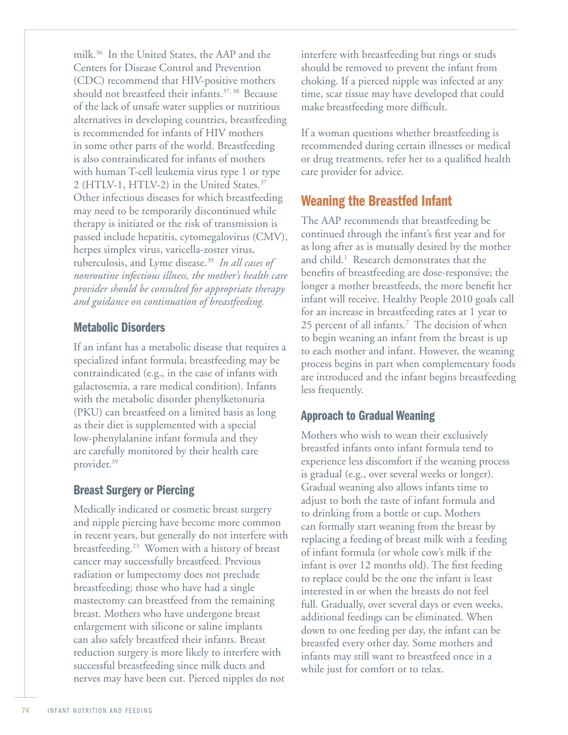milk.[36] In the United States, the AAP and the Centers for Disease Control and Prevention (CDC) recommend that HIV-positive mothers should not breastfeed their infants.[37, 38] Because of the lack of unsafe water supplies or nutritious alternatives in developing countries, breastfeeding is recommended for infants of HIV mothers in some other parts of the world. Breastfeeding is also contraindicated for infants of mothers with human T-cell leukemia virus type 1 or type 2 (HTLV-1, HTLV-2) in the United States.[37] Other infectious diseases for which breastfeeding may need to be temporarily discontinued while therapy is initiated or the risk of transmission is passed include hepatitis, cytomegalovirus (CMV), herpes simplex virus, varicella-zoster virus, tuberculosis, and Lyme disease.[39] *In all cases of nonroutine infectious illness, the mother's health care provider should be consulted for appropriate therapy and guidance on continuation of breastfeeding.*

### Metabolic Disorders

If an infant has a metabolic disease that requires a specialized infant formula, breastfeeding may be contraindicated (e.g., in the case of infants with galactosemia, a rare medical condition). Infants with the metabolic disorder phenylketonuria (PKU) can breastfeed on a limited basis as long as their diet is supplemented with a special low-phenylalanine infant formula and they are carefully monitored by their health care provider.[39]

### Breast Surgery or Piercing

Medically indicated or cosmetic breast surgery and nipple piercing have become more common in recent years, but generally do not interfere with breastfeeding.[23] Women with a history of breast cancer may successfully breastfeed. Previous radiation or lumpectomy does not preclude breastfeeding; those who have had a single mastectomy can breastfeed from the remaining breast. Mothers who have undergone breast enlargement with silicone or saline implants can also safely breastfeed their infants. Breast reduction surgery is more likely to interfere with successful breastfeeding since milk ducts and nerves may have been cut. Pierced nipples do not interfere with breastfeeding but rings or studs should be removed to prevent the infant from choking. If a pierced nipple was infected at any time, scar tissue may have developed that could make breastfeeding more difficult.

If a woman questions whether breastfeeding is recommended during certain illnesses or medical or drug treatments, refer her to a qualified health care provider for advice.

## Weaning the Breastfed Infant

The AAP recommends that breastfeeding be continued through the infant's first year and for as long after as is mutually desired by the mother and child.[1] Research demonstrates that the benefits of breastfeeding are dose-responsive; the longer a mother breastfeeds, the more benefit her infant will receive. Healthy People 2010 goals call for an increase in breastfeeding rates at 1 year to 25 percent of all infants.[7] The decision of when to begin weaning an infant from the breast is up to each mother and infant. However, the weaning process begins in part when complementary foods are introduced and the infant begins breastfeeding less frequently.

### Approach to Gradual Weaning

Mothers who wish to wean their exclusively breastfed infants onto infant formula tend to experience less discomfort if the weaning process is gradual (e.g., over several weeks or longer). Gradual weaning also allows infants time to adjust to both the taste of infant formula and to drinking from a bottle or cup. Mothers can formally start weaning from the breast by replacing a feeding of breast milk with a feeding of infant formula (or whole cow's milk if the infant is over 12 months old). The first feeding to replace could be the one the infant is least interested in or when the breasts do not feel full. Gradually, over several days or even weeks, additional feedings can be eliminated. When down to one feeding per day, the infant can be breastfed every other day. Some mothers and infants may still want to breastfeed once in a while just for comfort or to relax.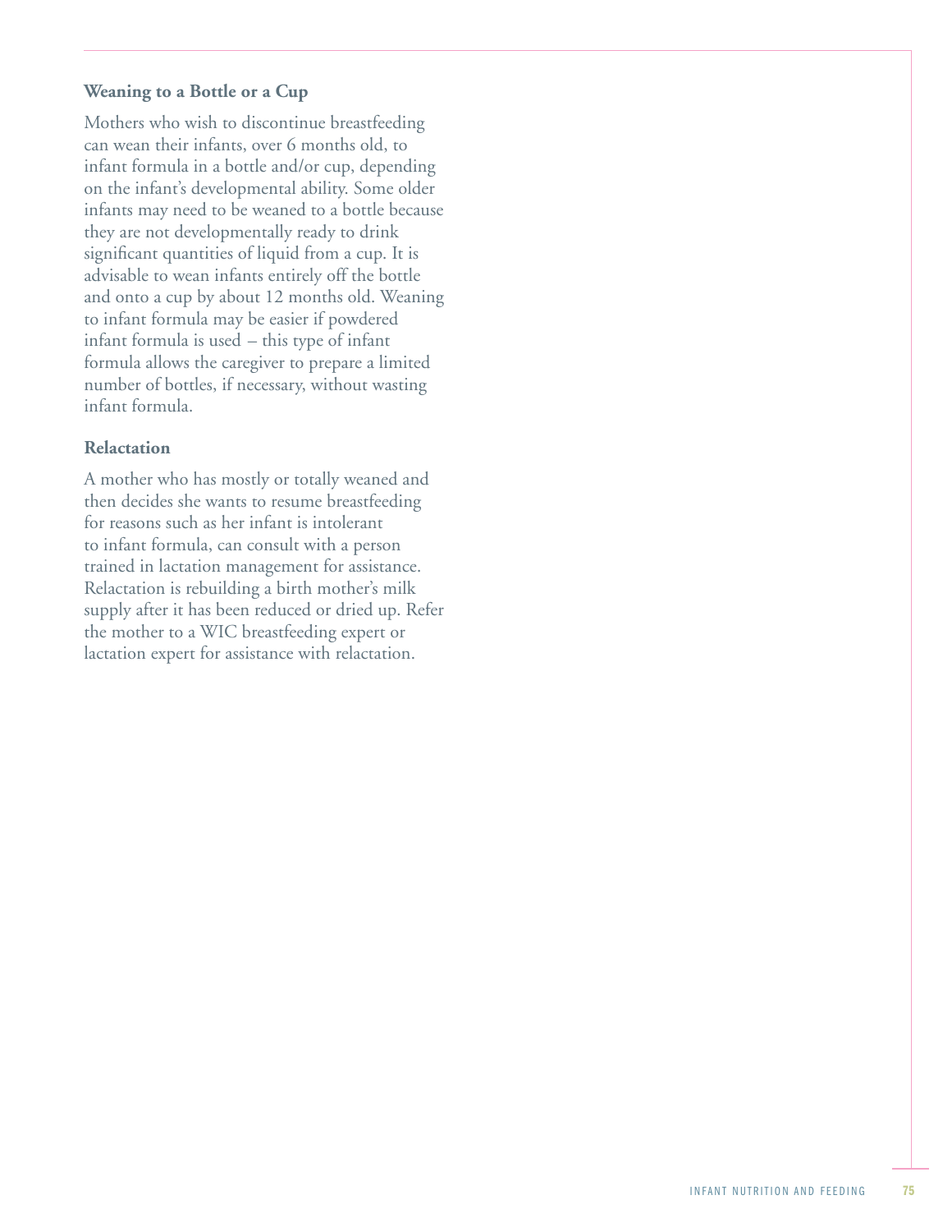### Weaning to a Bottle or a Cup

Mothers who wish to discontinue breastfeeding can wean their infants, over 6 months old, to infant formula in a bottle and/or cup, depending on the infant's developmental ability. Some older infants may need to be weaned to a bottle because they are not developmentally ready to drink significant quantities of liquid from a cup. It is advisable to wean infants entirely off the bottle and onto a cup by about 12 months old. Weaning to infant formula may be easier if powdered infant formula is used – this type of infant formula allows the caregiver to prepare a limited number of bottles, if necessary, without wasting infant formula.

### Relactation

A mother who has mostly or totally weaned and then decides she wants to resume breastfeeding for reasons such as her infant is intolerant to infant formula, can consult with a person trained in lactation management for assistance. Relactation is rebuilding a birth mother's milk supply after it has been reduced or dried up. Refer the mother to a WIC breastfeeding expert or lactation expert for assistance with relactation.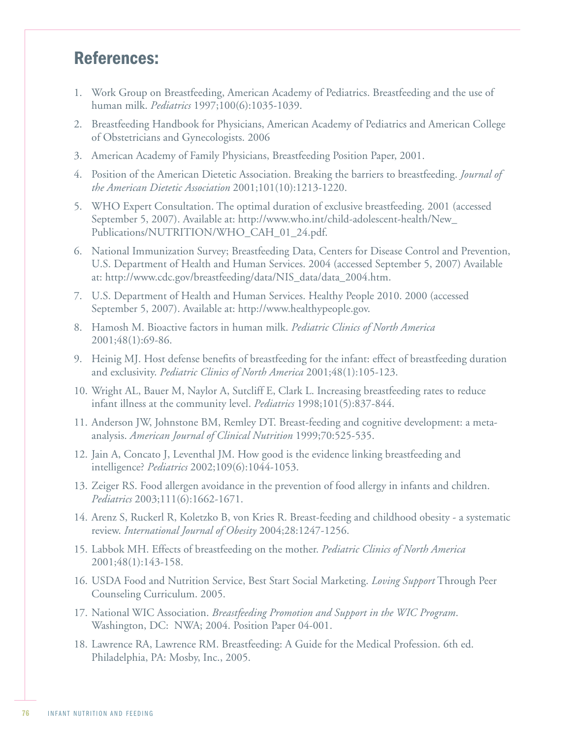## References:

1. Work Group on Breastfeeding, American Academy of Pediatrics. Breastfeeding and the use of human milk. *Pediatrics* 1997;100(6):1035-1039.
2. Breastfeeding Handbook for Physicians, American Academy of Pediatrics and American College of Obstetricians and Gynecologists. 2006
3. American Academy of Family Physicians, Breastfeeding Position Paper, 2001.
4. Position of the American Dietetic Association. Breaking the barriers to breastfeeding. *Journal of the American Dietetic Association* 2001;101(10):1213-1220.
5. WHO Expert Consultation. The optimal duration of exclusive breastfeeding. 2001 (accessed September 5, 2007). Available at: http://www.who.int/child-adolescent-health/New_Publications/NUTRITION/WHO_CAH_01_24.pdf.
6. National Immunization Survey; Breastfeeding Data, Centers for Disease Control and Prevention, U.S. Department of Health and Human Services. 2004 (accessed September 5, 2007) Available at: http://www.cdc.gov/breastfeeding/data/NIS_data/data_2004.htm.
7. U.S. Department of Health and Human Services. Healthy People 2010. 2000 (accessed September 5, 2007). Available at: http://www.healthypeople.gov.
8. Hamosh M. Bioactive factors in human milk. *Pediatric Clinics of North America* 2001;48(1):69-86.
9. Heinig MJ. Host defense benefits of breastfeeding for the infant: effect of breastfeeding duration and exclusivity. *Pediatric Clinics of North America* 2001;48(1):105-123.
10. Wright AL, Bauer M, Naylor A, Sutcliff E, Clark L. Increasing breastfeeding rates to reduce infant illness at the community level. *Pediatrics* 1998;101(5):837-844.
11. Anderson JW, Johnstone BM, Remley DT. Breast-feeding and cognitive development: a meta-analysis. *American Journal of Clinical Nutrition* 1999;70:525-535.
12. Jain A, Concato J, Leventhal JM. How good is the evidence linking breastfeeding and intelligence? *Pediatrics* 2002;109(6):1044-1053.
13. Zeiger RS. Food allergen avoidance in the prevention of food allergy in infants and children. *Pediatrics* 2003;111(6):1662-1671.
14. Arenz S, Ruckerl R, Koletzko B, von Kries R. Breast-feeding and childhood obesity - a systematic review. *International Journal of Obesity* 2004;28:1247-1256.
15. Labbok MH. Effects of breastfeeding on the mother. *Pediatric Clinics of North America* 2001;48(1):143-158.
16. USDA Food and Nutrition Service, Best Start Social Marketing. *Loving Support* Through Peer Counseling Curriculum. 2005.
17. National WIC Association. *Breastfeeding Promotion and Support in the WIC Program*. Washington, DC: NWA; 2004. Position Paper 04-001.
18. Lawrence RA, Lawrence RM. Breastfeeding: A Guide for the Medical Profession. 6th ed. Philadelphia, PA: Mosby, Inc., 2005.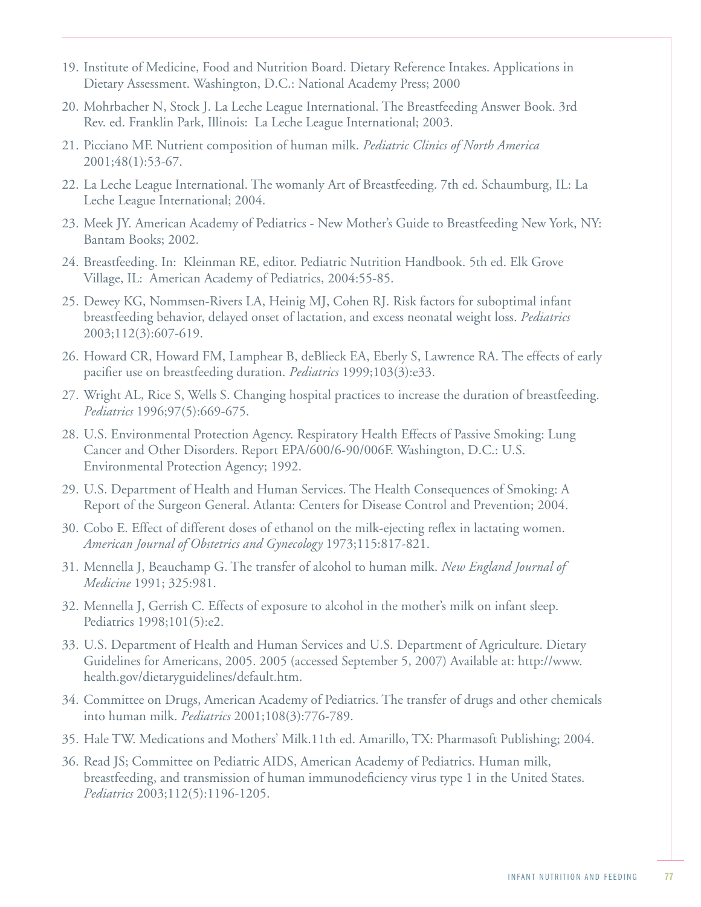19. Institute of Medicine, Food and Nutrition Board. Dietary Reference Intakes. Applications in Dietary Assessment. Washington, D.C.: National Academy Press; 2000

20. Mohrbacher N, Stock J. La Leche League International. The Breastfeeding Answer Book. 3rd Rev. ed. Franklin Park, Illinois: La Leche League International; 2003.

21. Picciano MF. Nutrient composition of human milk. *Pediatric Clinics of North America* 2001;48(1):53-67.

22. La Leche League International. The womanly Art of Breastfeeding. 7th ed. Schaumburg, IL: La Leche League International; 2004.

23. Meek JY. American Academy of Pediatrics - New Mother's Guide to Breastfeeding New York, NY: Bantam Books; 2002.

24. Breastfeeding. In: Kleinman RE, editor. Pediatric Nutrition Handbook. 5th ed. Elk Grove Village, IL: American Academy of Pediatrics, 2004:55-85.

25. Dewey KG, Nommsen-Rivers LA, Heinig MJ, Cohen RJ. Risk factors for suboptimal infant breastfeeding behavior, delayed onset of lactation, and excess neonatal weight loss. *Pediatrics* 2003;112(3):607-619.

26. Howard CR, Howard FM, Lamphear B, deBlieck EA, Eberly S, Lawrence RA. The effects of early pacifier use on breastfeeding duration. *Pediatrics* 1999;103(3):e33.

27. Wright AL, Rice S, Wells S. Changing hospital practices to increase the duration of breastfeeding. *Pediatrics* 1996;97(5):669-675.

28. U.S. Environmental Protection Agency. Respiratory Health Effects of Passive Smoking: Lung Cancer and Other Disorders. Report EPA/600/6-90/006F. Washington, D.C.: U.S. Environmental Protection Agency; 1992.

29. U.S. Department of Health and Human Services. The Health Consequences of Smoking: A Report of the Surgeon General. Atlanta: Centers for Disease Control and Prevention; 2004.

30. Cobo E. Effect of different doses of ethanol on the milk-ejecting reflex in lactating women. *American Journal of Obstetrics and Gynecology* 1973;115:817-821.

31. Mennella J, Beauchamp G. The transfer of alcohol to human milk. *New England Journal of Medicine* 1991; 325:981.

32. Mennella J, Gerrish C. Effects of exposure to alcohol in the mother's milk on infant sleep. Pediatrics 1998;101(5):e2.

33. U.S. Department of Health and Human Services and U.S. Department of Agriculture. Dietary Guidelines for Americans, 2005. 2005 (accessed September 5, 2007) Available at: http://www.health.gov/dietaryguidelines/default.htm.

34. Committee on Drugs, American Academy of Pediatrics. The transfer of drugs and other chemicals into human milk. *Pediatrics* 2001;108(3):776-789.

35. Hale TW. Medications and Mothers' Milk.11th ed. Amarillo, TX: Pharmasoft Publishing; 2004.

36. Read JS; Committee on Pediatric AIDS, American Academy of Pediatrics. Human milk, breastfeeding, and transmission of human immunodeficiency virus type 1 in the United States. *Pediatrics* 2003;112(5):1196-1205.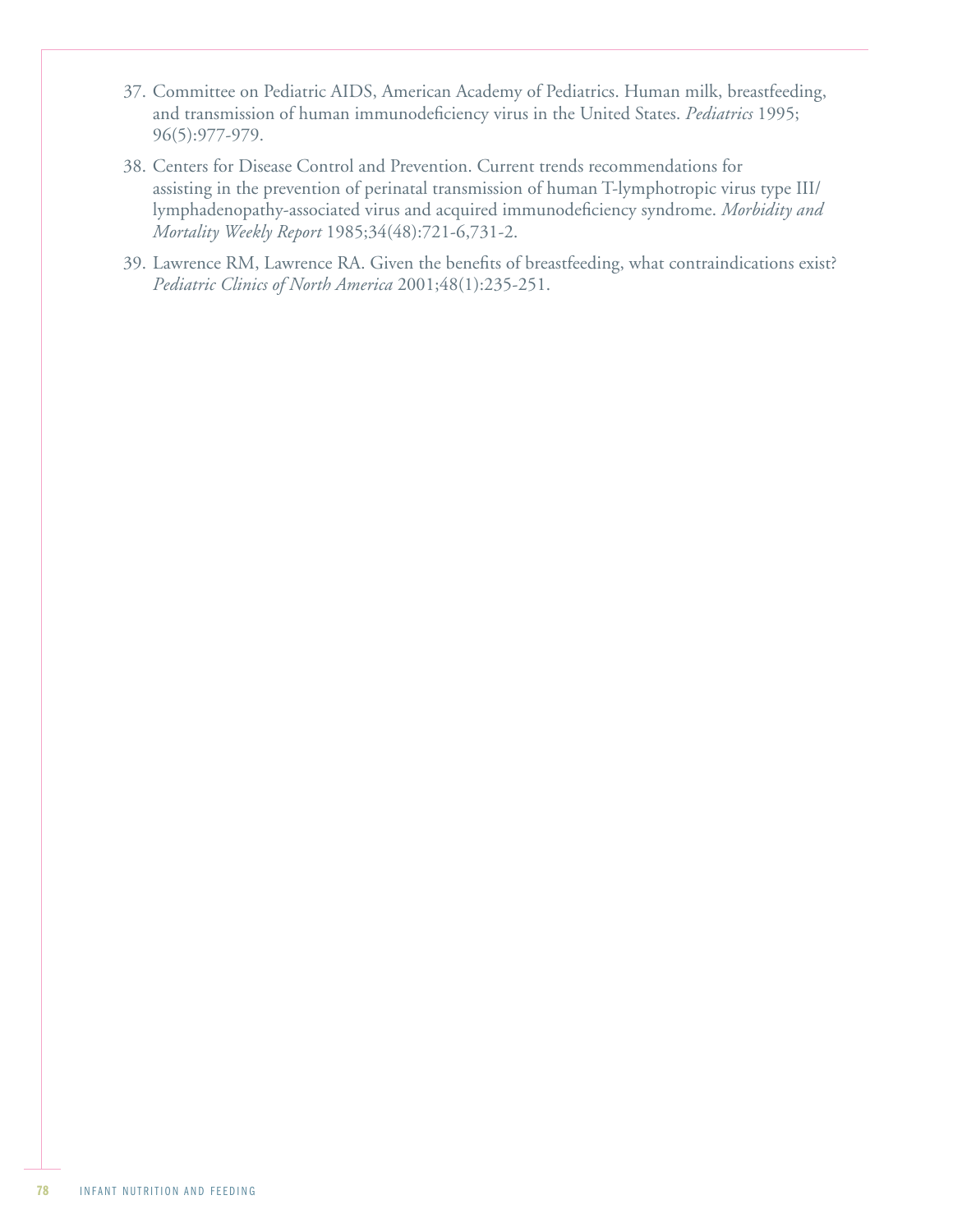37. Committee on Pediatric AIDS, American Academy of Pediatrics. Human milk, breastfeeding, and transmission of human immunodeficiency virus in the United States. *Pediatrics* 1995; 96(5):977-979.

38. Centers for Disease Control and Prevention. Current trends recommendations for assisting in the prevention of perinatal transmission of human T-lymphotropic virus type III/ lymphadenopathy-associated virus and acquired immunodeficiency syndrome. *Morbidity and Mortality Weekly Report* 1985;34(48):721-6,731-2.

39. Lawrence RM, Lawrence RA. Given the benefits of breastfeeding, what contraindications exist? *Pediatric Clinics of North America* 2001;48(1):235-251.